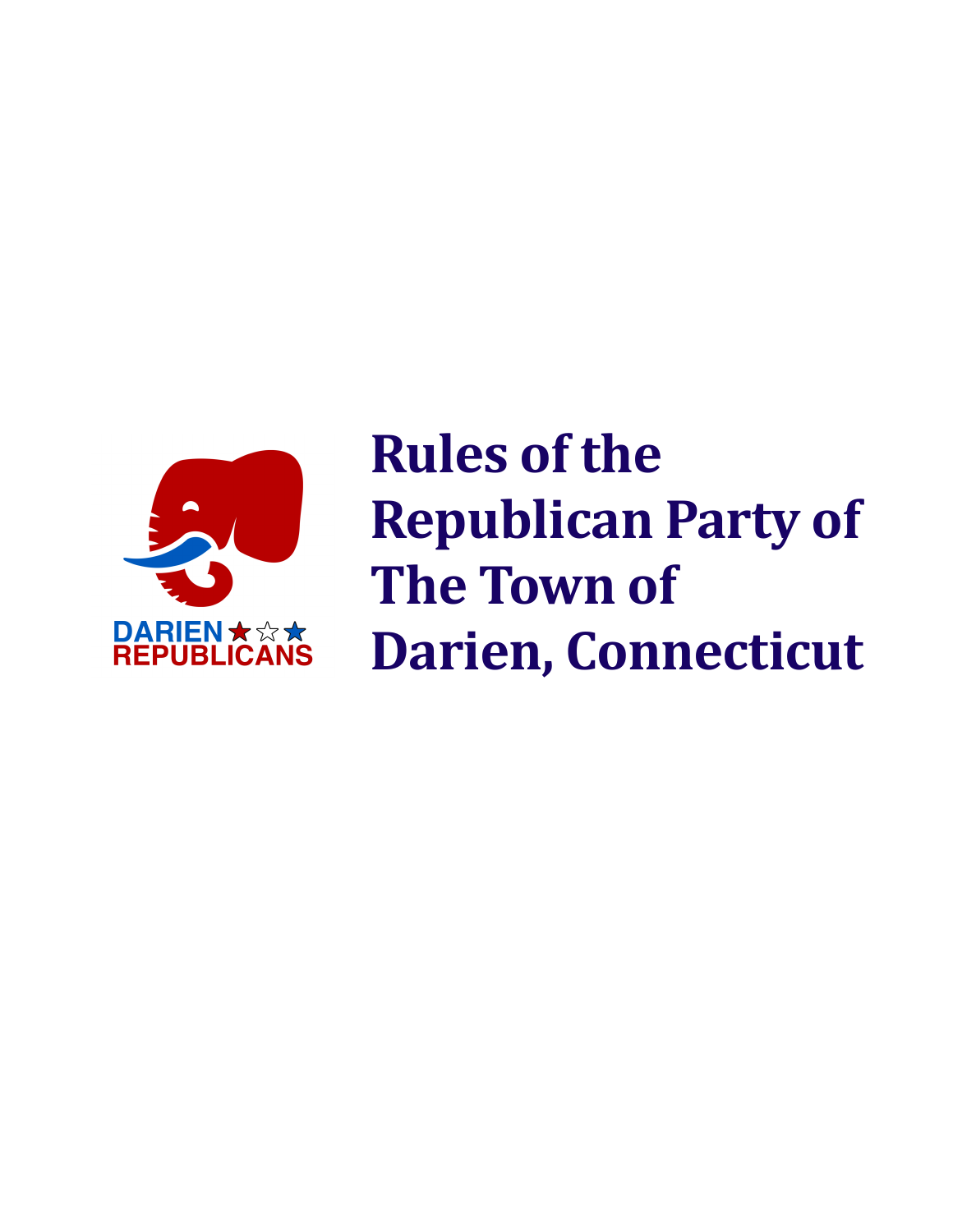DARIEN REPUBLICANS

# Rules of the Republican Party of The Town of Darien, Connecticut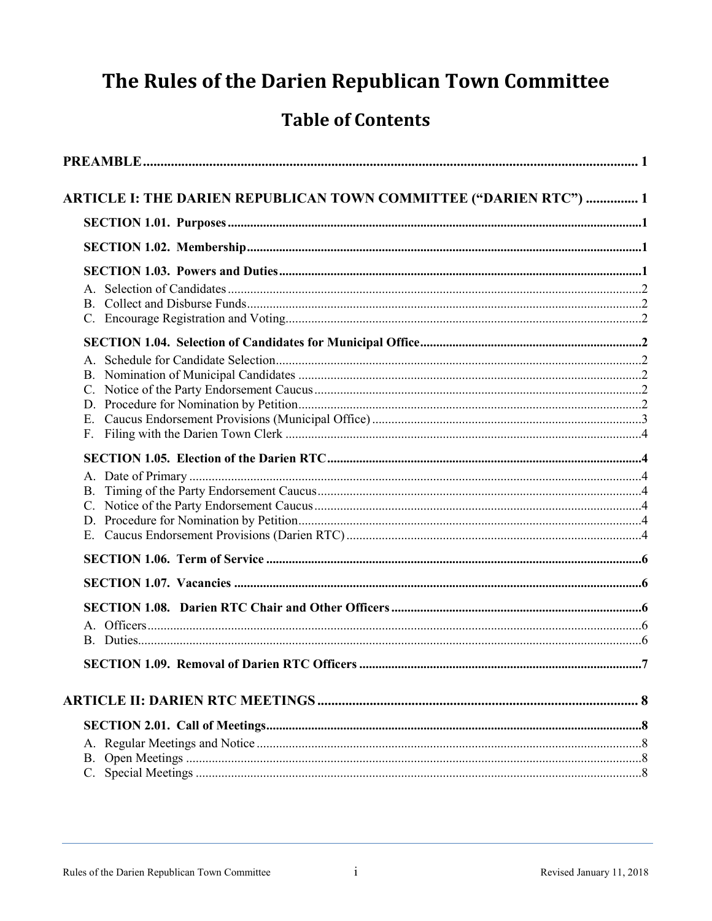# The Rules of the Darien Republican Town Committee

## Table of Contents

**PREAMBLE** ..... 1

**ARTICLE I: THE DARIEN REPUBLICAN TOWN COMMITTEE ("DARIEN RTC")** ..... 1

**SECTION 1.01. Purposes** ..... 1

**SECTION 1.02. Membership** ..... 1

**SECTION 1.03. Powers and Duties** ..... 1

A. Selection of Candidates ..... 2
B. Collect and Disburse Funds ..... 2
C. Encourage Registration and Voting ..... 2

**SECTION 1.04. Selection of Candidates for Municipal Office** ..... 2

A. Schedule for Candidate Selection ..... 2
B. Nomination of Municipal Candidates ..... 2
C. Notice of the Party Endorsement Caucus ..... 2
D. Procedure for Nomination by Petition ..... 2
E. Caucus Endorsement Provisions (Municipal Office) ..... 3
F. Filing with the Darien Town Clerk ..... 4

**SECTION 1.05. Election of the Darien RTC** ..... 4

A. Date of Primary ..... 4
B. Timing of the Party Endorsement Caucus ..... 4
C. Notice of the Party Endorsement Caucus ..... 4
D. Procedure for Nomination by Petition ..... 4
E. Caucus Endorsement Provisions (Darien RTC) ..... 4

**SECTION 1.06. Term of Service** ..... 6

**SECTION 1.07. Vacancies** ..... 6

**SECTION 1.08. Darien RTC Chair and Other Officers** ..... 6

A. Officers ..... 6
B. Duties ..... 6

**SECTION 1.09. Removal of Darien RTC Officers** ..... 7

**ARTICLE II: DARIEN RTC MEETINGS** ..... 8

**SECTION 2.01. Call of Meetings** ..... 8

A. Regular Meetings and Notice ..... 8
B. Open Meetings ..... 8
C. Special Meetings ..... 8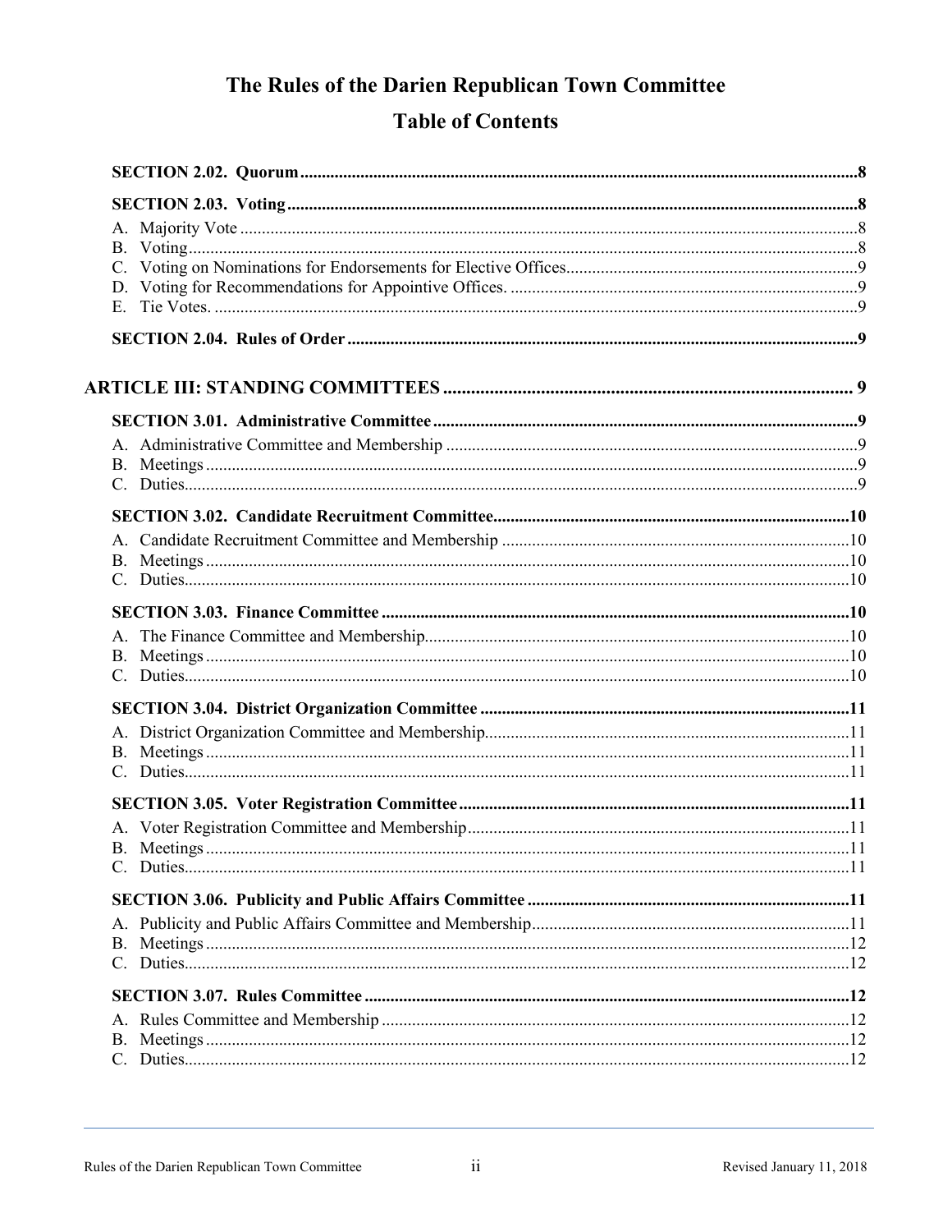# The Rules of the Darien Republican Town Committee

## Table of Contents

**SECTION 2.02. Quorum** .......... 8

**SECTION 2.03. Voting** .......... 8

A. Majority Vote .......... 8
B. Voting .......... 8
C. Voting on Nominations for Endorsements for Elective Offices .......... 9
D. Voting for Recommendations for Appointive Offices. .......... 9
E. Tie Votes. .......... 9

**SECTION 2.04. Rules of Order** .......... 9

**ARTICLE III: STANDING COMMITTEES** .......... 9

**SECTION 3.01. Administrative Committee** .......... 9

A. Administrative Committee and Membership .......... 9
B. Meetings .......... 9
C. Duties .......... 9

**SECTION 3.02. Candidate Recruitment Committee** .......... 10

A. Candidate Recruitment Committee and Membership .......... 10
B. Meetings .......... 10
C. Duties .......... 10

**SECTION 3.03. Finance Committee** .......... 10

A. The Finance Committee and Membership .......... 10
B. Meetings .......... 10
C. Duties .......... 10

**SECTION 3.04. District Organization Committee** .......... 11

A. District Organization Committee and Membership .......... 11
B. Meetings .......... 11
C. Duties .......... 11

**SECTION 3.05. Voter Registration Committee** .......... 11

A. Voter Registration Committee and Membership .......... 11
B. Meetings .......... 11
C. Duties .......... 11

**SECTION 3.06. Publicity and Public Affairs Committee** .......... 11

A. Publicity and Public Affairs Committee and Membership .......... 11
B. Meetings .......... 12
C. Duties .......... 12

**SECTION 3.07. Rules Committee** .......... 12

A. Rules Committee and Membership .......... 12
B. Meetings .......... 12
C. Duties .......... 12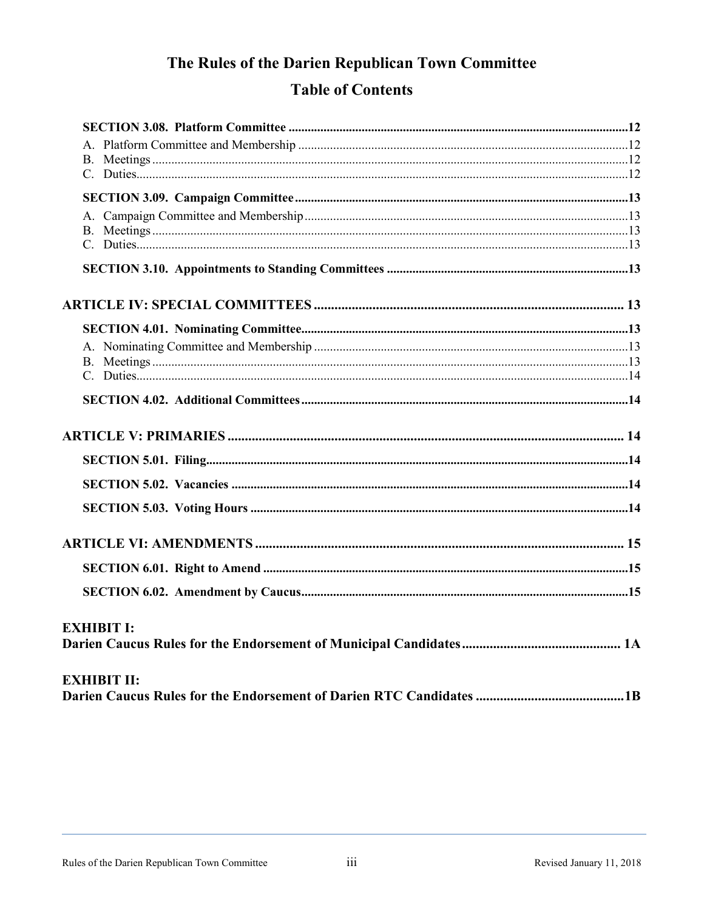# The Rules of the Darien Republican Town Committee

## Table of Contents

**SECTION 3.08. Platform Committee** ..... 12

A. Platform Committee and Membership ..... 12
B. Meetings ..... 12
C. Duties ..... 12

**SECTION 3.09. Campaign Committee** ..... 13

A. Campaign Committee and Membership ..... 13
B. Meetings ..... 13
C. Duties ..... 13

**SECTION 3.10. Appointments to Standing Committees** ..... 13

**ARTICLE IV: SPECIAL COMMITTEES** ..... 13

**SECTION 4.01. Nominating Committee** ..... 13

A. Nominating Committee and Membership ..... 13
B. Meetings ..... 13
C. Duties ..... 14

**SECTION 4.02. Additional Committees** ..... 14

**ARTICLE V: PRIMARIES** ..... 14

**SECTION 5.01. Filing** ..... 14

**SECTION 5.02. Vacancies** ..... 14

**SECTION 5.03. Voting Hours** ..... 14

**ARTICLE VI: AMENDMENTS** ..... 15

**SECTION 6.01. Right to Amend** ..... 15

**SECTION 6.02. Amendment by Caucus** ..... 15

**EXHIBIT I:**
**Darien Caucus Rules for the Endorsement of Municipal Candidates** ..... 1A

**EXHIBIT II:**
**Darien Caucus Rules for the Endorsement of Darien RTC Candidates** ..... 1B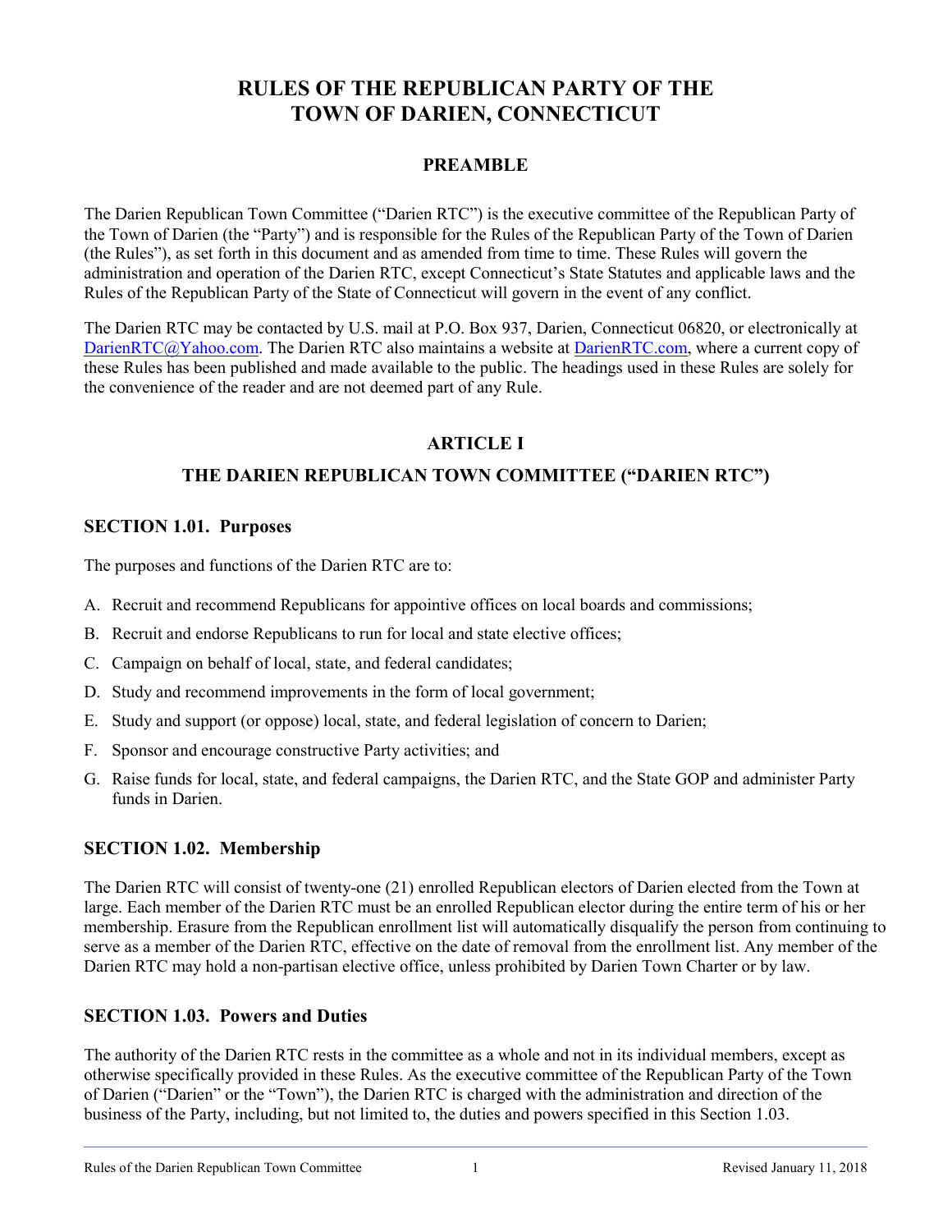# RULES OF THE REPUBLICAN PARTY OF THE TOWN OF DARIEN, CONNECTICUT

## PREAMBLE

The Darien Republican Town Committee ("Darien RTC") is the executive committee of the Republican Party of the Town of Darien (the "Party") and is responsible for the Rules of the Republican Party of the Town of Darien (the Rules"), as set forth in this document and as amended from time to time. These Rules will govern the administration and operation of the Darien RTC, except Connecticut's State Statutes and applicable laws and the Rules of the Republican Party of the State of Connecticut will govern in the event of any conflict.

The Darien RTC may be contacted by U.S. mail at P.O. Box 937, Darien, Connecticut 06820, or electronically at DarienRTC@Yahoo.com. The Darien RTC also maintains a website at DarienRTC.com, where a current copy of these Rules has been published and made available to the public. The headings used in these Rules are solely for the convenience of the reader and are not deemed part of any Rule.

## ARTICLE I

## THE DARIEN REPUBLICAN TOWN COMMITTEE ("DARIEN RTC")

### SECTION 1.01. Purposes

The purposes and functions of the Darien RTC are to:

A. Recruit and recommend Republicans for appointive offices on local boards and commissions;

B. Recruit and endorse Republicans to run for local and state elective offices;

C. Campaign on behalf of local, state, and federal candidates;

D. Study and recommend improvements in the form of local government;

E. Study and support (or oppose) local, state, and federal legislation of concern to Darien;

F. Sponsor and encourage constructive Party activities; and

G. Raise funds for local, state, and federal campaigns, the Darien RTC, and the State GOP and administer Party funds in Darien.

### SECTION 1.02. Membership

The Darien RTC will consist of twenty-one (21) enrolled Republican electors of Darien elected from the Town at large. Each member of the Darien RTC must be an enrolled Republican elector during the entire term of his or her membership. Erasure from the Republican enrollment list will automatically disqualify the person from continuing to serve as a member of the Darien RTC, effective on the date of removal from the enrollment list. Any member of the Darien RTC may hold a non-partisan elective office, unless prohibited by Darien Town Charter or by law.

### SECTION 1.03. Powers and Duties

The authority of the Darien RTC rests in the committee as a whole and not in its individual members, except as otherwise specifically provided in these Rules. As the executive committee of the Republican Party of the Town of Darien ("Darien" or the "Town"), the Darien RTC is charged with the administration and direction of the business of the Party, including, but not limited to, the duties and powers specified in this Section 1.03.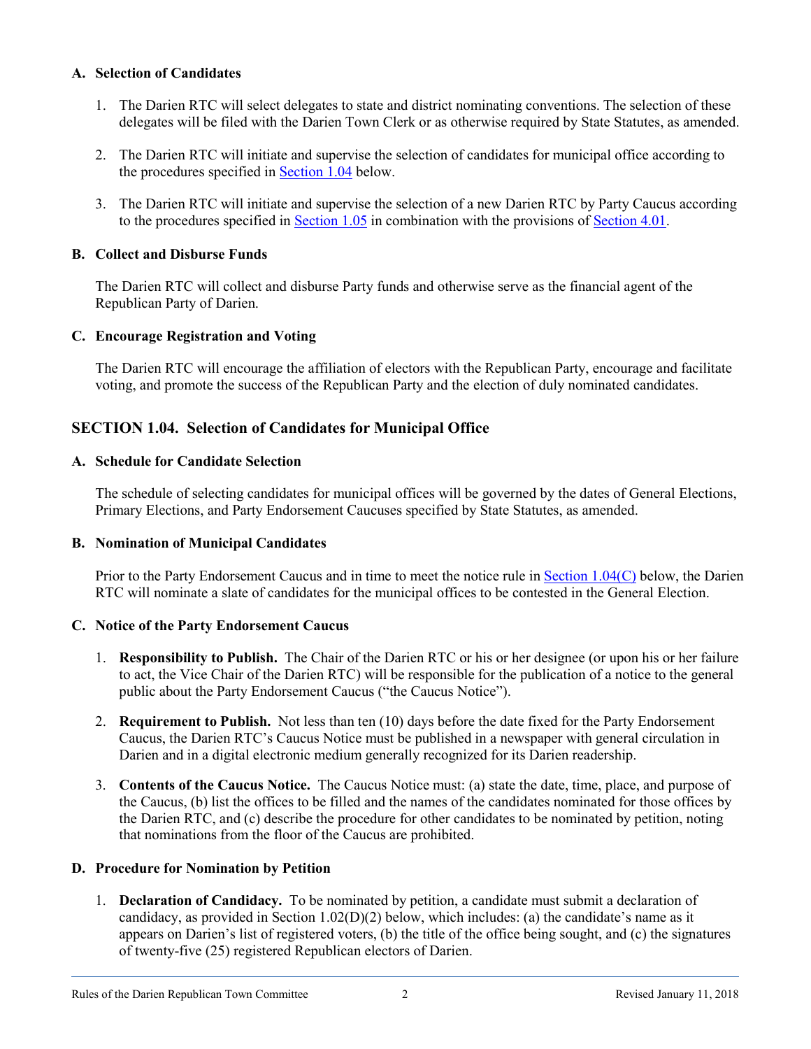### A. Selection of Candidates

1. The Darien RTC will select delegates to state and district nominating conventions. The selection of these delegates will be filed with the Darien Town Clerk or as otherwise required by State Statutes, as amended.

2. The Darien RTC will initiate and supervise the selection of candidates for municipal office according to the procedures specified in Section 1.04 below.

3. The Darien RTC will initiate and supervise the selection of a new Darien RTC by Party Caucus according to the procedures specified in Section 1.05 in combination with the provisions of Section 4.01.

### B. Collect and Disburse Funds

The Darien RTC will collect and disburse Party funds and otherwise serve as the financial agent of the Republican Party of Darien.

### C. Encourage Registration and Voting

The Darien RTC will encourage the affiliation of electors with the Republican Party, encourage and facilitate voting, and promote the success of the Republican Party and the election of duly nominated candidates.

## SECTION 1.04. Selection of Candidates for Municipal Office

### A. Schedule for Candidate Selection

The schedule of selecting candidates for municipal offices will be governed by the dates of General Elections, Primary Elections, and Party Endorsement Caucuses specified by State Statutes, as amended.

### B. Nomination of Municipal Candidates

Prior to the Party Endorsement Caucus and in time to meet the notice rule in Section 1.04(C) below, the Darien RTC will nominate a slate of candidates for the municipal offices to be contested in the General Election.

### C. Notice of the Party Endorsement Caucus

1. **Responsibility to Publish.** The Chair of the Darien RTC or his or her designee (or upon his or her failure to act, the Vice Chair of the Darien RTC) will be responsible for the publication of a notice to the general public about the Party Endorsement Caucus ("the Caucus Notice").

2. **Requirement to Publish.** Not less than ten (10) days before the date fixed for the Party Endorsement Caucus, the Darien RTC's Caucus Notice must be published in a newspaper with general circulation in Darien and in a digital electronic medium generally recognized for its Darien readership.

3. **Contents of the Caucus Notice.** The Caucus Notice must: (a) state the date, time, place, and purpose of the Caucus, (b) list the offices to be filled and the names of the candidates nominated for those offices by the Darien RTC, and (c) describe the procedure for other candidates to be nominated by petition, noting that nominations from the floor of the Caucus are prohibited.

### D. Procedure for Nomination by Petition

1. **Declaration of Candidacy.** To be nominated by petition, a candidate must submit a declaration of candidacy, as provided in Section 1.02(D)(2) below, which includes: (a) the candidate's name as it appears on Darien's list of registered voters, (b) the title of the office being sought, and (c) the signatures of twenty-five (25) registered Republican electors of Darien.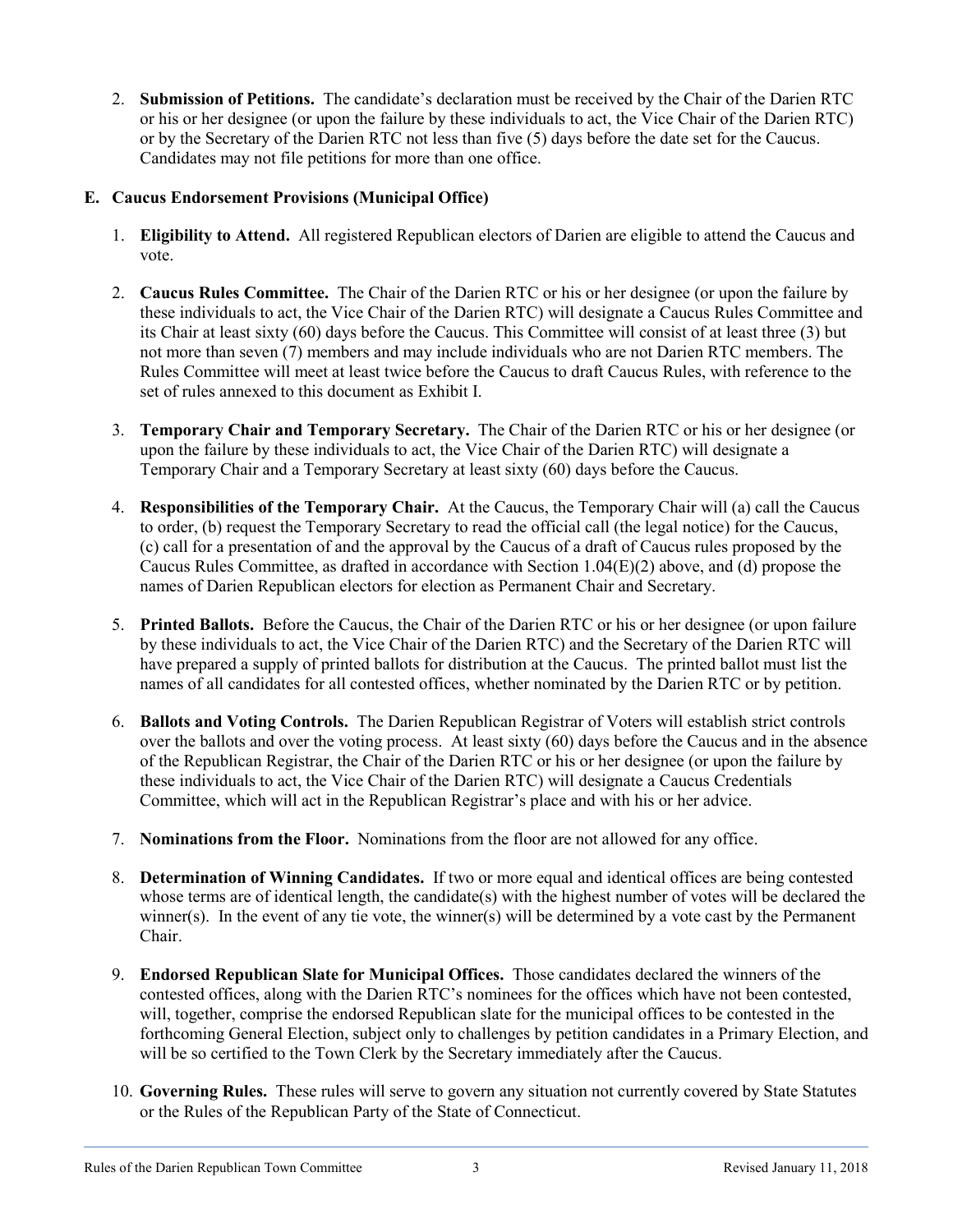2. **Submission of Petitions.** The candidate's declaration must be received by the Chair of the Darien RTC or his or her designee (or upon the failure by these individuals to act, the Vice Chair of the Darien RTC) or by the Secretary of the Darien RTC not less than five (5) days before the date set for the Caucus. Candidates may not file petitions for more than one office.

### E. Caucus Endorsement Provisions (Municipal Office)

1. **Eligibility to Attend.** All registered Republican electors of Darien are eligible to attend the Caucus and vote.

2. **Caucus Rules Committee.** The Chair of the Darien RTC or his or her designee (or upon the failure by these individuals to act, the Vice Chair of the Darien RTC) will designate a Caucus Rules Committee and its Chair at least sixty (60) days before the Caucus. This Committee will consist of at least three (3) but not more than seven (7) members and may include individuals who are not Darien RTC members. The Rules Committee will meet at least twice before the Caucus to draft Caucus Rules, with reference to the set of rules annexed to this document as Exhibit I.

3. **Temporary Chair and Temporary Secretary.** The Chair of the Darien RTC or his or her designee (or upon the failure by these individuals to act, the Vice Chair of the Darien RTC) will designate a Temporary Chair and a Temporary Secretary at least sixty (60) days before the Caucus.

4. **Responsibilities of the Temporary Chair.** At the Caucus, the Temporary Chair will (a) call the Caucus to order, (b) request the Temporary Secretary to read the official call (the legal notice) for the Caucus, (c) call for a presentation of and the approval by the Caucus of a draft of Caucus rules proposed by the Caucus Rules Committee, as drafted in accordance with Section 1.04(E)(2) above, and (d) propose the names of Darien Republican electors for election as Permanent Chair and Secretary.

5. **Printed Ballots.** Before the Caucus, the Chair of the Darien RTC or his or her designee (or upon failure by these individuals to act, the Vice Chair of the Darien RTC) and the Secretary of the Darien RTC will have prepared a supply of printed ballots for distribution at the Caucus. The printed ballot must list the names of all candidates for all contested offices, whether nominated by the Darien RTC or by petition.

6. **Ballots and Voting Controls.** The Darien Republican Registrar of Voters will establish strict controls over the ballots and over the voting process. At least sixty (60) days before the Caucus and in the absence of the Republican Registrar, the Chair of the Darien RTC or his or her designee (or upon the failure by these individuals to act, the Vice Chair of the Darien RTC) will designate a Caucus Credentials Committee, which will act in the Republican Registrar's place and with his or her advice.

7. **Nominations from the Floor.** Nominations from the floor are not allowed for any office.

8. **Determination of Winning Candidates.** If two or more equal and identical offices are being contested whose terms are of identical length, the candidate(s) with the highest number of votes will be declared the winner(s). In the event of any tie vote, the winner(s) will be determined by a vote cast by the Permanent Chair.

9. **Endorsed Republican Slate for Municipal Offices.** Those candidates declared the winners of the contested offices, along with the Darien RTC's nominees for the offices which have not been contested, will, together, comprise the endorsed Republican slate for the municipal offices to be contested in the forthcoming General Election, subject only to challenges by petition candidates in a Primary Election, and will be so certified to the Town Clerk by the Secretary immediately after the Caucus.

10. **Governing Rules.** These rules will serve to govern any situation not currently covered by State Statutes or the Rules of the Republican Party of the State of Connecticut.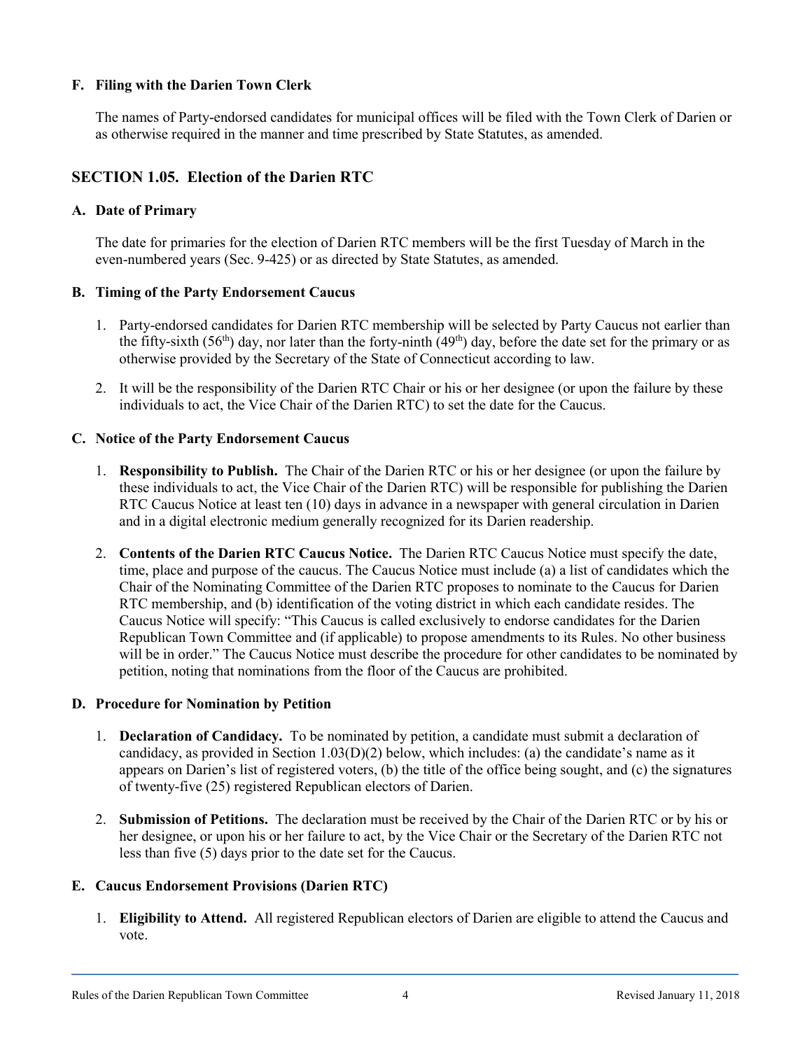### F. Filing with the Darien Town Clerk

The names of Party-endorsed candidates for municipal offices will be filed with the Town Clerk of Darien or as otherwise required in the manner and time prescribed by State Statutes, as amended.

## SECTION 1.05. Election of the Darien RTC

### A. Date of Primary

The date for primaries for the election of Darien RTC members will be the first Tuesday of March in the even-numbered years (Sec. 9-425) or as directed by State Statutes, as amended.

### B. Timing of the Party Endorsement Caucus

1. Party-endorsed candidates for Darien RTC membership will be selected by Party Caucus not earlier than the fifty-sixth (56th) day, nor later than the forty-ninth (49th) day, before the date set for the primary or as otherwise provided by the Secretary of the State of Connecticut according to law.
2. It will be the responsibility of the Darien RTC Chair or his or her designee (or upon the failure by these individuals to act, the Vice Chair of the Darien RTC) to set the date for the Caucus.

### C. Notice of the Party Endorsement Caucus

1. **Responsibility to Publish.** The Chair of the Darien RTC or his or her designee (or upon the failure by these individuals to act, the Vice Chair of the Darien RTC) will be responsible for publishing the Darien RTC Caucus Notice at least ten (10) days in advance in a newspaper with general circulation in Darien and in a digital electronic medium generally recognized for its Darien readership.
2. **Contents of the Darien RTC Caucus Notice.** The Darien RTC Caucus Notice must specify the date, time, place and purpose of the caucus. The Caucus Notice must include (a) a list of candidates which the Chair of the Nominating Committee of the Darien RTC proposes to nominate to the Caucus for Darien RTC membership, and (b) identification of the voting district in which each candidate resides. The Caucus Notice will specify: "This Caucus is called exclusively to endorse candidates for the Darien Republican Town Committee and (if applicable) to propose amendments to its Rules. No other business will be in order." The Caucus Notice must describe the procedure for other candidates to be nominated by petition, noting that nominations from the floor of the Caucus are prohibited.

### D. Procedure for Nomination by Petition

1. **Declaration of Candidacy.** To be nominated by petition, a candidate must submit a declaration of candidacy, as provided in Section 1.03(D)(2) below, which includes: (a) the candidate's name as it appears on Darien's list of registered voters, (b) the title of the office being sought, and (c) the signatures of twenty-five (25) registered Republican electors of Darien.
2. **Submission of Petitions.** The declaration must be received by the Chair of the Darien RTC or by his or her designee, or upon his or her failure to act, by the Vice Chair or the Secretary of the Darien RTC not less than five (5) days prior to the date set for the Caucus.

### E. Caucus Endorsement Provisions (Darien RTC)

1. **Eligibility to Attend.** All registered Republican electors of Darien are eligible to attend the Caucus and vote.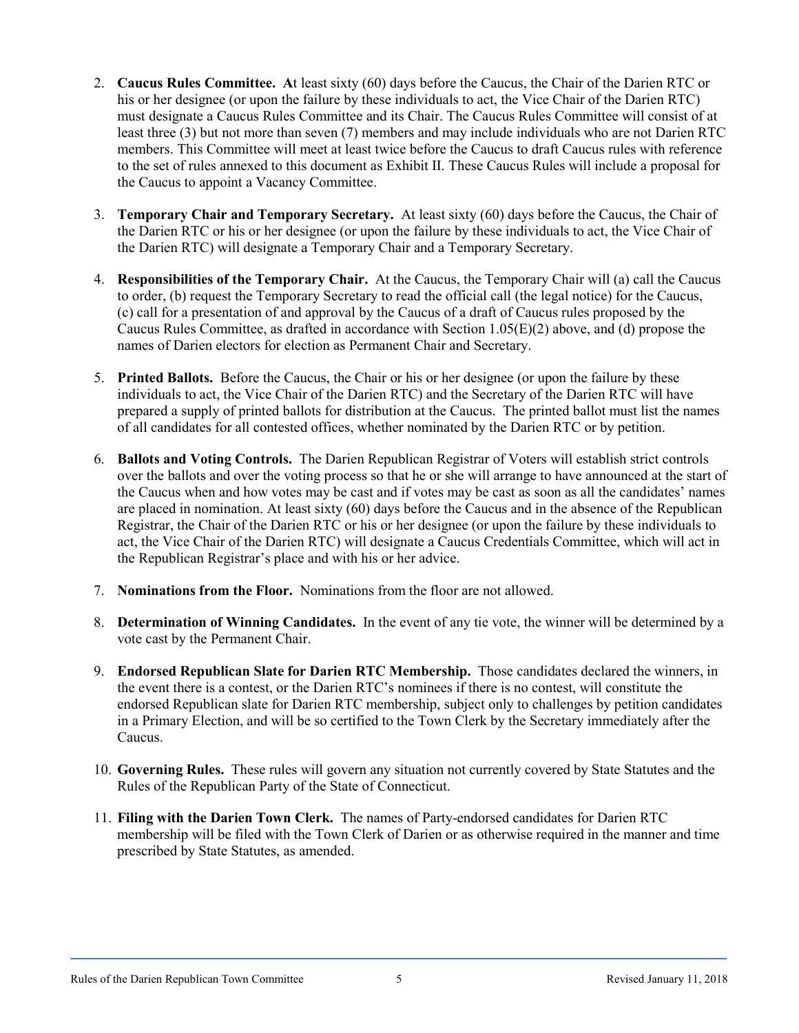2. **Caucus Rules Committee. A**t least sixty (60) days before the Caucus, the Chair of the Darien RTC or his or her designee (or upon the failure by these individuals to act, the Vice Chair of the Darien RTC) must designate a Caucus Rules Committee and its Chair. The Caucus Rules Committee will consist of at least three (3) but not more than seven (7) members and may include individuals who are not Darien RTC members. This Committee will meet at least twice before the Caucus to draft Caucus rules with reference to the set of rules annexed to this document as Exhibit II. These Caucus Rules will include a proposal for the Caucus to appoint a Vacancy Committee.

3. **Temporary Chair and Temporary Secretary.** At least sixty (60) days before the Caucus, the Chair of the Darien RTC or his or her designee (or upon the failure by these individuals to act, the Vice Chair of the Darien RTC) will designate a Temporary Chair and a Temporary Secretary.

4. **Responsibilities of the Temporary Chair.** At the Caucus, the Temporary Chair will (a) call the Caucus to order, (b) request the Temporary Secretary to read the official call (the legal notice) for the Caucus, (c) call for a presentation of and approval by the Caucus of a draft of Caucus rules proposed by the Caucus Rules Committee, as drafted in accordance with Section 1.05(E)(2) above, and (d) propose the names of Darien electors for election as Permanent Chair and Secretary.

5. **Printed Ballots.** Before the Caucus, the Chair or his or her designee (or upon the failure by these individuals to act, the Vice Chair of the Darien RTC) and the Secretary of the Darien RTC will have prepared a supply of printed ballots for distribution at the Caucus. The printed ballot must list the names of all candidates for all contested offices, whether nominated by the Darien RTC or by petition.

6. **Ballots and Voting Controls.** The Darien Republican Registrar of Voters will establish strict controls over the ballots and over the voting process so that he or she will arrange to have announced at the start of the Caucus when and how votes may be cast and if votes may be cast as soon as all the candidates' names are placed in nomination. At least sixty (60) days before the Caucus and in the absence of the Republican Registrar, the Chair of the Darien RTC or his or her designee (or upon the failure by these individuals to act, the Vice Chair of the Darien RTC) will designate a Caucus Credentials Committee, which will act in the Republican Registrar's place and with his or her advice.

7. **Nominations from the Floor.** Nominations from the floor are not allowed.

8. **Determination of Winning Candidates.** In the event of any tie vote, the winner will be determined by a vote cast by the Permanent Chair.

9. **Endorsed Republican Slate for Darien RTC Membership.** Those candidates declared the winners, in the event there is a contest, or the Darien RTC's nominees if there is no contest, will constitute the endorsed Republican slate for Darien RTC membership, subject only to challenges by petition candidates in a Primary Election, and will be so certified to the Town Clerk by the Secretary immediately after the Caucus.

10. **Governing Rules.** These rules will govern any situation not currently covered by State Statutes and the Rules of the Republican Party of the State of Connecticut.

11. **Filing with the Darien Town Clerk.** The names of Party-endorsed candidates for Darien RTC membership will be filed with the Town Clerk of Darien or as otherwise required in the manner and time prescribed by State Statutes, as amended.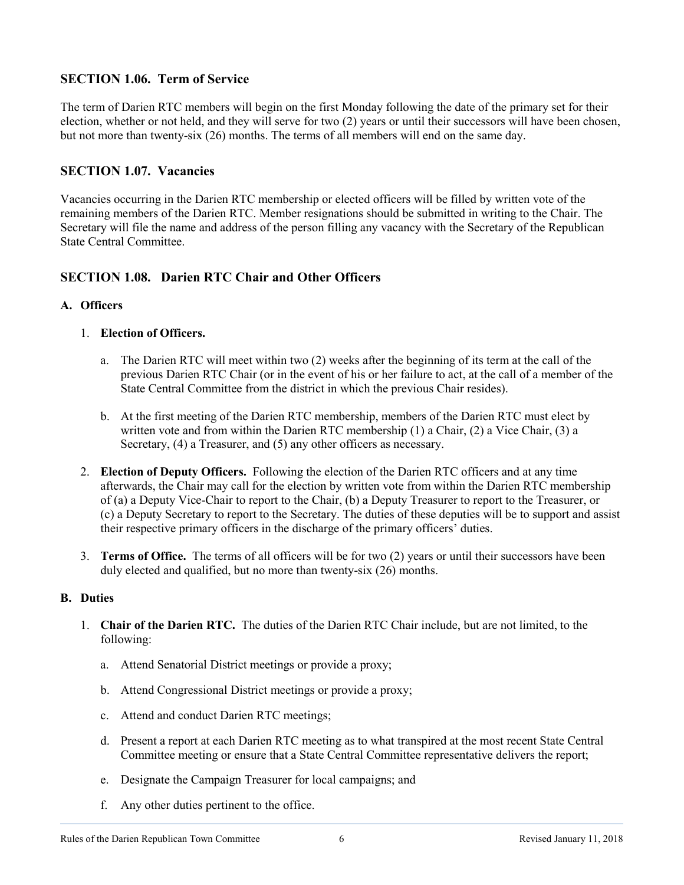## SECTION 1.06. Term of Service

The term of Darien RTC members will begin on the first Monday following the date of the primary set for their election, whether or not held, and they will serve for two (2) years or until their successors will have been chosen, but not more than twenty-six (26) months. The terms of all members will end on the same day.

## SECTION 1.07. Vacancies

Vacancies occurring in the Darien RTC membership or elected officers will be filled by written vote of the remaining members of the Darien RTC. Member resignations should be submitted in writing to the Chair. The Secretary will file the name and address of the person filling any vacancy with the Secretary of the Republican State Central Committee.

## SECTION 1.08. Darien RTC Chair and Other Officers

### A. Officers

1. **Election of Officers.**

   a. The Darien RTC will meet within two (2) weeks after the beginning of its term at the call of the previous Darien RTC Chair (or in the event of his or her failure to act, at the call of a member of the State Central Committee from the district in which the previous Chair resides).

   b. At the first meeting of the Darien RTC membership, members of the Darien RTC must elect by written vote and from within the Darien RTC membership (1) a Chair, (2) a Vice Chair, (3) a Secretary, (4) a Treasurer, and (5) any other officers as necessary.

2. **Election of Deputy Officers.** Following the election of the Darien RTC officers and at any time afterwards, the Chair may call for the election by written vote from within the Darien RTC membership of (a) a Deputy Vice-Chair to report to the Chair, (b) a Deputy Treasurer to report to the Treasurer, or (c) a Deputy Secretary to report to the Secretary. The duties of these deputies will be to support and assist their respective primary officers in the discharge of the primary officers' duties.

3. **Terms of Office.** The terms of all officers will be for two (2) years or until their successors have been duly elected and qualified, but no more than twenty-six (26) months.

### B. Duties

1. **Chair of the Darien RTC.** The duties of the Darien RTC Chair include, but are not limited, to the following:

   a. Attend Senatorial District meetings or provide a proxy;

   b. Attend Congressional District meetings or provide a proxy;

   c. Attend and conduct Darien RTC meetings;

   d. Present a report at each Darien RTC meeting as to what transpired at the most recent State Central Committee meeting or ensure that a State Central Committee representative delivers the report;

   e. Designate the Campaign Treasurer for local campaigns; and

   f. Any other duties pertinent to the office.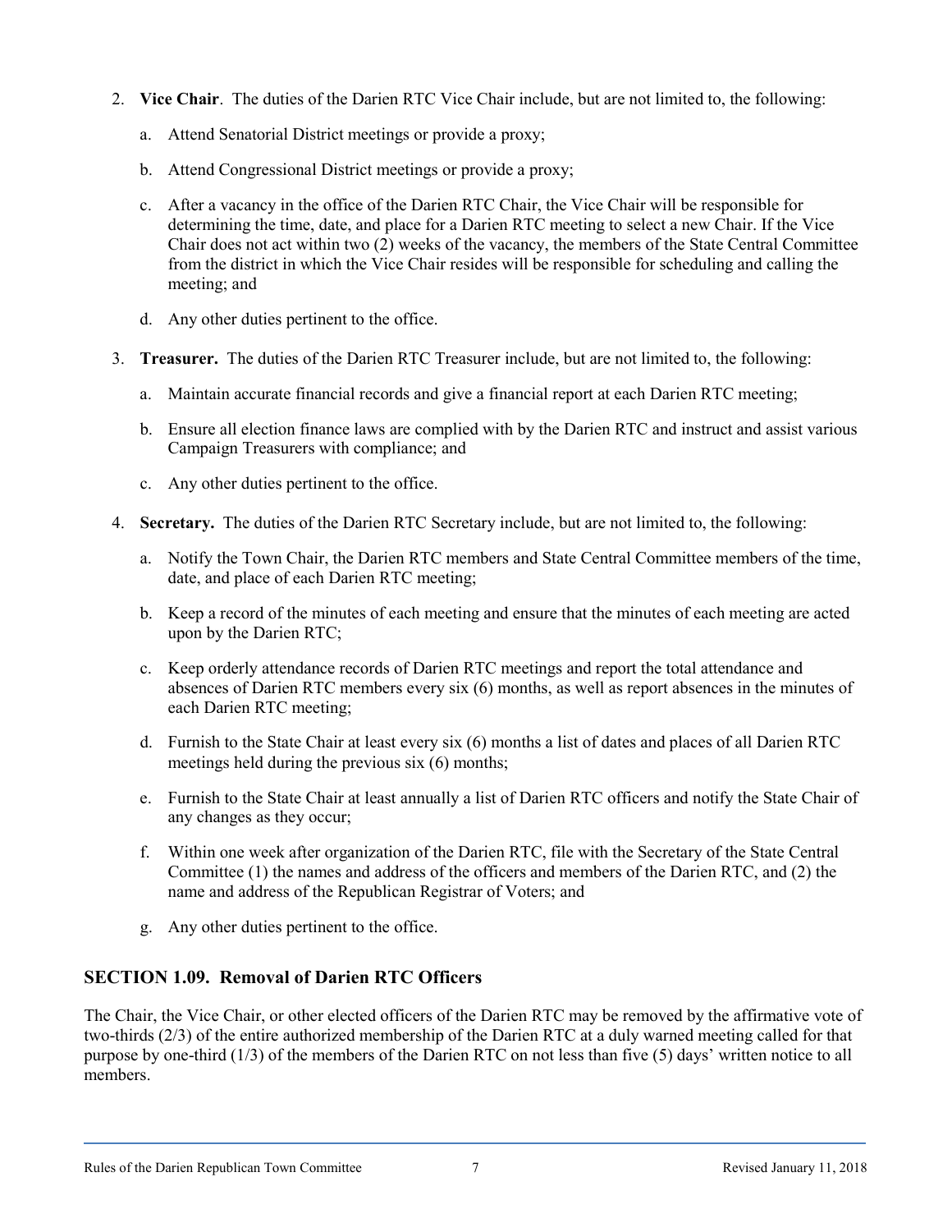2. **Vice Chair**. The duties of the Darien RTC Vice Chair include, but are not limited to, the following:

   a. Attend Senatorial District meetings or provide a proxy;

   b. Attend Congressional District meetings or provide a proxy;

   c. After a vacancy in the office of the Darien RTC Chair, the Vice Chair will be responsible for determining the time, date, and place for a Darien RTC meeting to select a new Chair. If the Vice Chair does not act within two (2) weeks of the vacancy, the members of the State Central Committee from the district in which the Vice Chair resides will be responsible for scheduling and calling the meeting; and

   d. Any other duties pertinent to the office.

3. **Treasurer.** The duties of the Darien RTC Treasurer include, but are not limited to, the following:

   a. Maintain accurate financial records and give a financial report at each Darien RTC meeting;

   b. Ensure all election finance laws are complied with by the Darien RTC and instruct and assist various Campaign Treasurers with compliance; and

   c. Any other duties pertinent to the office.

4. **Secretary.** The duties of the Darien RTC Secretary include, but are not limited to, the following:

   a. Notify the Town Chair, the Darien RTC members and State Central Committee members of the time, date, and place of each Darien RTC meeting;

   b. Keep a record of the minutes of each meeting and ensure that the minutes of each meeting are acted upon by the Darien RTC;

   c. Keep orderly attendance records of Darien RTC meetings and report the total attendance and absences of Darien RTC members every six (6) months, as well as report absences in the minutes of each Darien RTC meeting;

   d. Furnish to the State Chair at least every six (6) months a list of dates and places of all Darien RTC meetings held during the previous six (6) months;

   e. Furnish to the State Chair at least annually a list of Darien RTC officers and notify the State Chair of any changes as they occur;

   f. Within one week after organization of the Darien RTC, file with the Secretary of the State Central Committee (1) the names and address of the officers and members of the Darien RTC, and (2) the name and address of the Republican Registrar of Voters; and

   g. Any other duties pertinent to the office.

## SECTION 1.09. Removal of Darien RTC Officers

The Chair, the Vice Chair, or other elected officers of the Darien RTC may be removed by the affirmative vote of two-thirds (2/3) of the entire authorized membership of the Darien RTC at a duly warned meeting called for that purpose by one-third (1/3) of the members of the Darien RTC on not less than five (5) days' written notice to all members.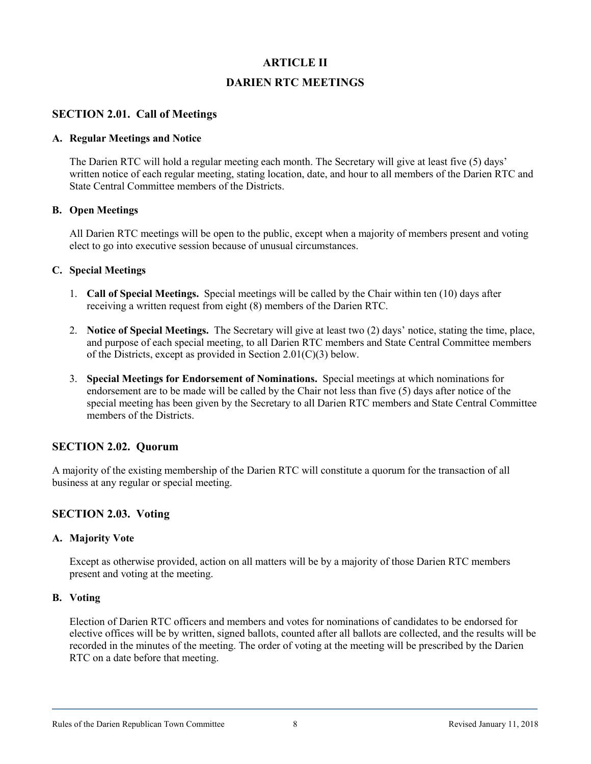# ARTICLE II

# DARIEN RTC MEETINGS

## SECTION 2.01. Call of Meetings

### A. Regular Meetings and Notice

The Darien RTC will hold a regular meeting each month. The Secretary will give at least five (5) days' written notice of each regular meeting, stating location, date, and hour to all members of the Darien RTC and State Central Committee members of the Districts.

### B. Open Meetings

All Darien RTC meetings will be open to the public, except when a majority of members present and voting elect to go into executive session because of unusual circumstances.

### C. Special Meetings

1. **Call of Special Meetings.** Special meetings will be called by the Chair within ten (10) days after receiving a written request from eight (8) members of the Darien RTC.

2. **Notice of Special Meetings.** The Secretary will give at least two (2) days' notice, stating the time, place, and purpose of each special meeting, to all Darien RTC members and State Central Committee members of the Districts, except as provided in Section 2.01(C)(3) below.

3. **Special Meetings for Endorsement of Nominations.** Special meetings at which nominations for endorsement are to be made will be called by the Chair not less than five (5) days after notice of the special meeting has been given by the Secretary to all Darien RTC members and State Central Committee members of the Districts.

## SECTION 2.02. Quorum

A majority of the existing membership of the Darien RTC will constitute a quorum for the transaction of all business at any regular or special meeting.

## SECTION 2.03. Voting

### A. Majority Vote

Except as otherwise provided, action on all matters will be by a majority of those Darien RTC members present and voting at the meeting.

### B. Voting

Election of Darien RTC officers and members and votes for nominations of candidates to be endorsed for elective offices will be by written, signed ballots, counted after all ballots are collected, and the results will be recorded in the minutes of the meeting. The order of voting at the meeting will be prescribed by the Darien RTC on a date before that meeting.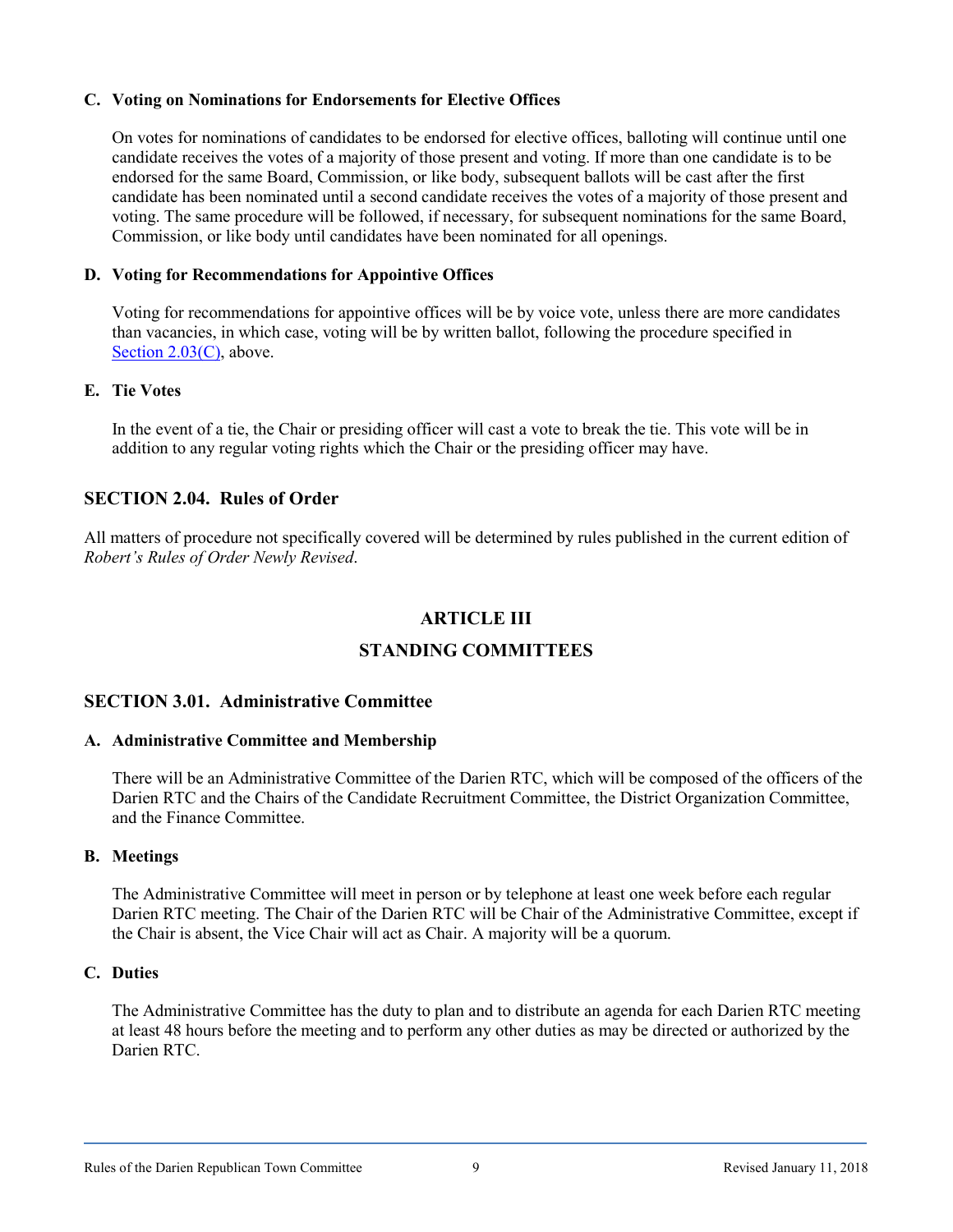#### C. Voting on Nominations for Endorsements for Elective Offices

On votes for nominations of candidates to be endorsed for elective offices, balloting will continue until one candidate receives the votes of a majority of those present and voting. If more than one candidate is to be endorsed for the same Board, Commission, or like body, subsequent ballots will be cast after the first candidate has been nominated until a second candidate receives the votes of a majority of those present and voting. The same procedure will be followed, if necessary, for subsequent nominations for the same Board, Commission, or like body until candidates have been nominated for all openings.

#### D. Voting for Recommendations for Appointive Offices

Voting for recommendations for appointive offices will be by voice vote, unless there are more candidates than vacancies, in which case, voting will be by written ballot, following the procedure specified in Section 2.03(C), above.

#### E. Tie Votes

In the event of a tie, the Chair or presiding officer will cast a vote to break the tie. This vote will be in addition to any regular voting rights which the Chair or the presiding officer may have.

### SECTION 2.04. Rules of Order

All matters of procedure not specifically covered will be determined by rules published in the current edition of *Robert's Rules of Order Newly Revised*.

## ARTICLE III

## STANDING COMMITTEES

### SECTION 3.01. Administrative Committee

#### A. Administrative Committee and Membership

There will be an Administrative Committee of the Darien RTC, which will be composed of the officers of the Darien RTC and the Chairs of the Candidate Recruitment Committee, the District Organization Committee, and the Finance Committee.

#### B. Meetings

The Administrative Committee will meet in person or by telephone at least one week before each regular Darien RTC meeting. The Chair of the Darien RTC will be Chair of the Administrative Committee, except if the Chair is absent, the Vice Chair will act as Chair. A majority will be a quorum.

#### C. Duties

The Administrative Committee has the duty to plan and to distribute an agenda for each Darien RTC meeting at least 48 hours before the meeting and to perform any other duties as may be directed or authorized by the Darien RTC.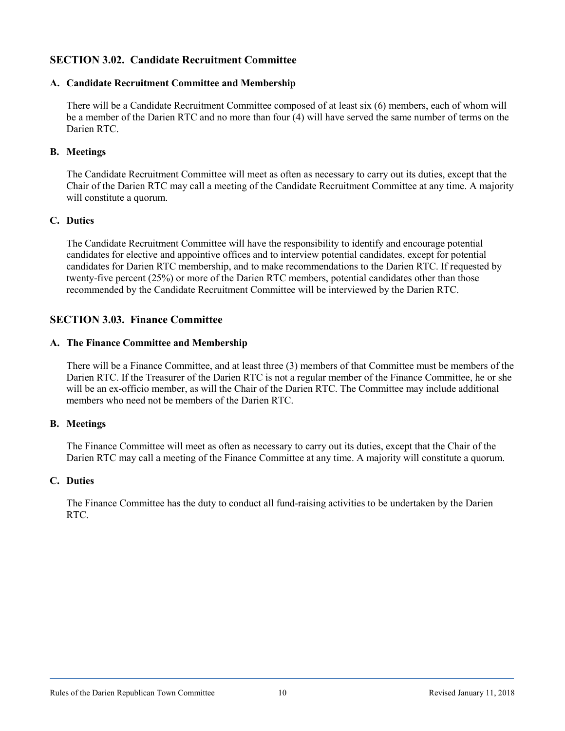## SECTION 3.02. Candidate Recruitment Committee

### A. Candidate Recruitment Committee and Membership

There will be a Candidate Recruitment Committee composed of at least six (6) members, each of whom will be a member of the Darien RTC and no more than four (4) will have served the same number of terms on the Darien RTC.

### B. Meetings

The Candidate Recruitment Committee will meet as often as necessary to carry out its duties, except that the Chair of the Darien RTC may call a meeting of the Candidate Recruitment Committee at any time. A majority will constitute a quorum.

### C. Duties

The Candidate Recruitment Committee will have the responsibility to identify and encourage potential candidates for elective and appointive offices and to interview potential candidates, except for potential candidates for Darien RTC membership, and to make recommendations to the Darien RTC. If requested by twenty-five percent (25%) or more of the Darien RTC members, potential candidates other than those recommended by the Candidate Recruitment Committee will be interviewed by the Darien RTC.

## SECTION 3.03. Finance Committee

### A. The Finance Committee and Membership

There will be a Finance Committee, and at least three (3) members of that Committee must be members of the Darien RTC. If the Treasurer of the Darien RTC is not a regular member of the Finance Committee, he or she will be an ex-officio member, as will the Chair of the Darien RTC. The Committee may include additional members who need not be members of the Darien RTC.

### B. Meetings

The Finance Committee will meet as often as necessary to carry out its duties, except that the Chair of the Darien RTC may call a meeting of the Finance Committee at any time. A majority will constitute a quorum.

### C. Duties

The Finance Committee has the duty to conduct all fund-raising activities to be undertaken by the Darien RTC.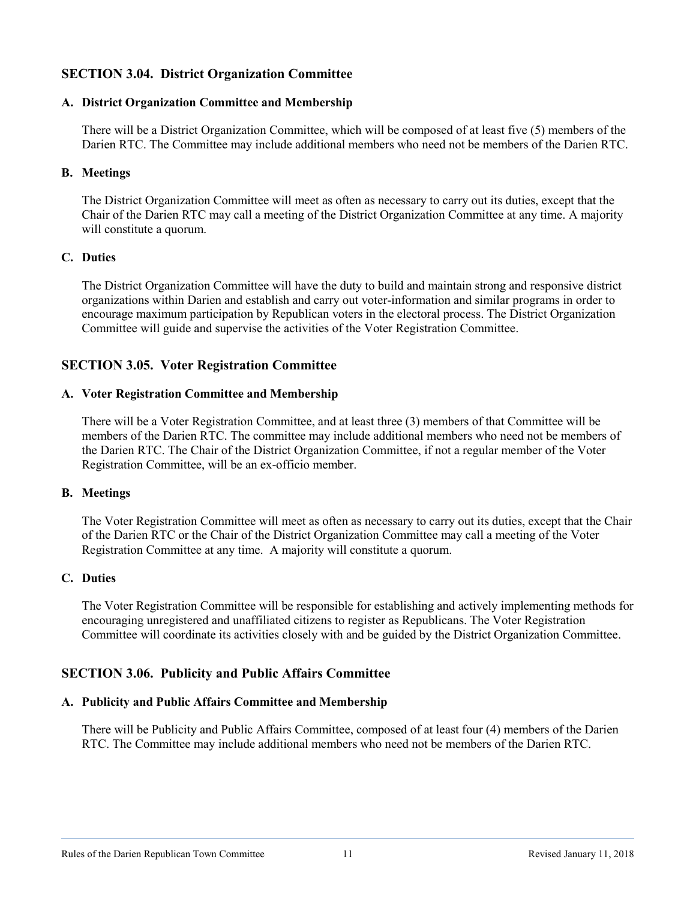## SECTION 3.04. District Organization Committee

### A. District Organization Committee and Membership

There will be a District Organization Committee, which will be composed of at least five (5) members of the Darien RTC. The Committee may include additional members who need not be members of the Darien RTC.

### B. Meetings

The District Organization Committee will meet as often as necessary to carry out its duties, except that the Chair of the Darien RTC may call a meeting of the District Organization Committee at any time. A majority will constitute a quorum.

### C. Duties

The District Organization Committee will have the duty to build and maintain strong and responsive district organizations within Darien and establish and carry out voter-information and similar programs in order to encourage maximum participation by Republican voters in the electoral process. The District Organization Committee will guide and supervise the activities of the Voter Registration Committee.

## SECTION 3.05. Voter Registration Committee

### A. Voter Registration Committee and Membership

There will be a Voter Registration Committee, and at least three (3) members of that Committee will be members of the Darien RTC. The committee may include additional members who need not be members of the Darien RTC. The Chair of the District Organization Committee, if not a regular member of the Voter Registration Committee, will be an ex-officio member.

### B. Meetings

The Voter Registration Committee will meet as often as necessary to carry out its duties, except that the Chair of the Darien RTC or the Chair of the District Organization Committee may call a meeting of the Voter Registration Committee at any time. A majority will constitute a quorum.

### C. Duties

The Voter Registration Committee will be responsible for establishing and actively implementing methods for encouraging unregistered and unaffiliated citizens to register as Republicans. The Voter Registration Committee will coordinate its activities closely with and be guided by the District Organization Committee.

## SECTION 3.06. Publicity and Public Affairs Committee

### A. Publicity and Public Affairs Committee and Membership

There will be Publicity and Public Affairs Committee, composed of at least four (4) members of the Darien RTC. The Committee may include additional members who need not be members of the Darien RTC.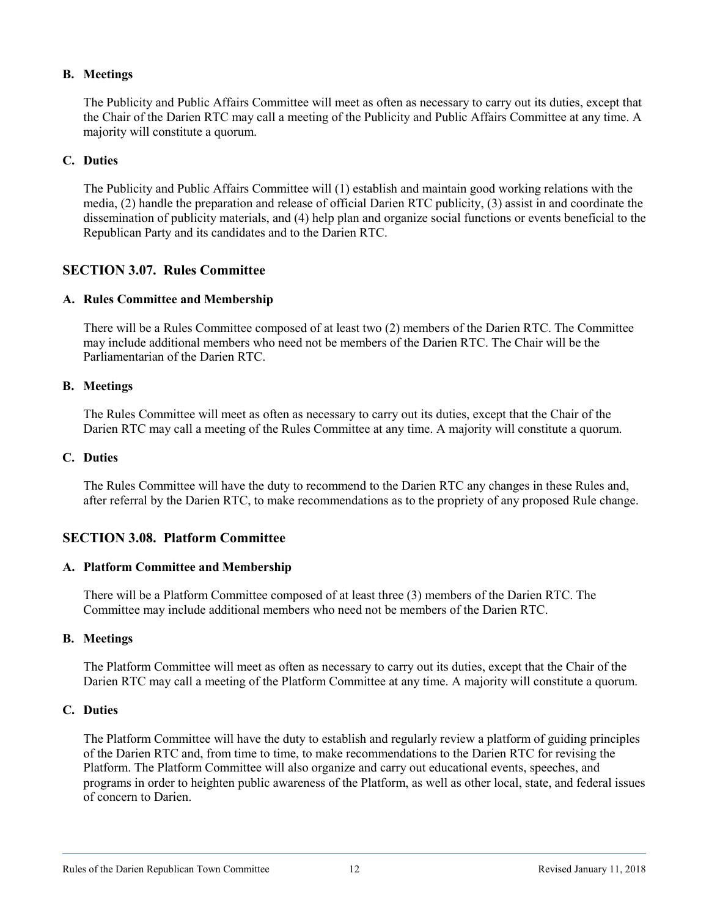**B. Meetings**

The Publicity and Public Affairs Committee will meet as often as necessary to carry out its duties, except that the Chair of the Darien RTC may call a meeting of the Publicity and Public Affairs Committee at any time. A majority will constitute a quorum.

**C. Duties**

The Publicity and Public Affairs Committee will (1) establish and maintain good working relations with the media, (2) handle the preparation and release of official Darien RTC publicity, (3) assist in and coordinate the dissemination of publicity materials, and (4) help plan and organize social functions or events beneficial to the Republican Party and its candidates and to the Darien RTC.

## SECTION 3.07. Rules Committee

**A. Rules Committee and Membership**

There will be a Rules Committee composed of at least two (2) members of the Darien RTC. The Committee may include additional members who need not be members of the Darien RTC. The Chair will be the Parliamentarian of the Darien RTC.

**B. Meetings**

The Rules Committee will meet as often as necessary to carry out its duties, except that the Chair of the Darien RTC may call a meeting of the Rules Committee at any time. A majority will constitute a quorum.

**C. Duties**

The Rules Committee will have the duty to recommend to the Darien RTC any changes in these Rules and, after referral by the Darien RTC, to make recommendations as to the propriety of any proposed Rule change.

## SECTION 3.08. Platform Committee

**A. Platform Committee and Membership**

There will be a Platform Committee composed of at least three (3) members of the Darien RTC. The Committee may include additional members who need not be members of the Darien RTC.

**B. Meetings**

The Platform Committee will meet as often as necessary to carry out its duties, except that the Chair of the Darien RTC may call a meeting of the Platform Committee at any time. A majority will constitute a quorum.

**C. Duties**

The Platform Committee will have the duty to establish and regularly review a platform of guiding principles of the Darien RTC and, from time to time, to make recommendations to the Darien RTC for revising the Platform. The Platform Committee will also organize and carry out educational events, speeches, and programs in order to heighten public awareness of the Platform, as well as other local, state, and federal issues of concern to Darien.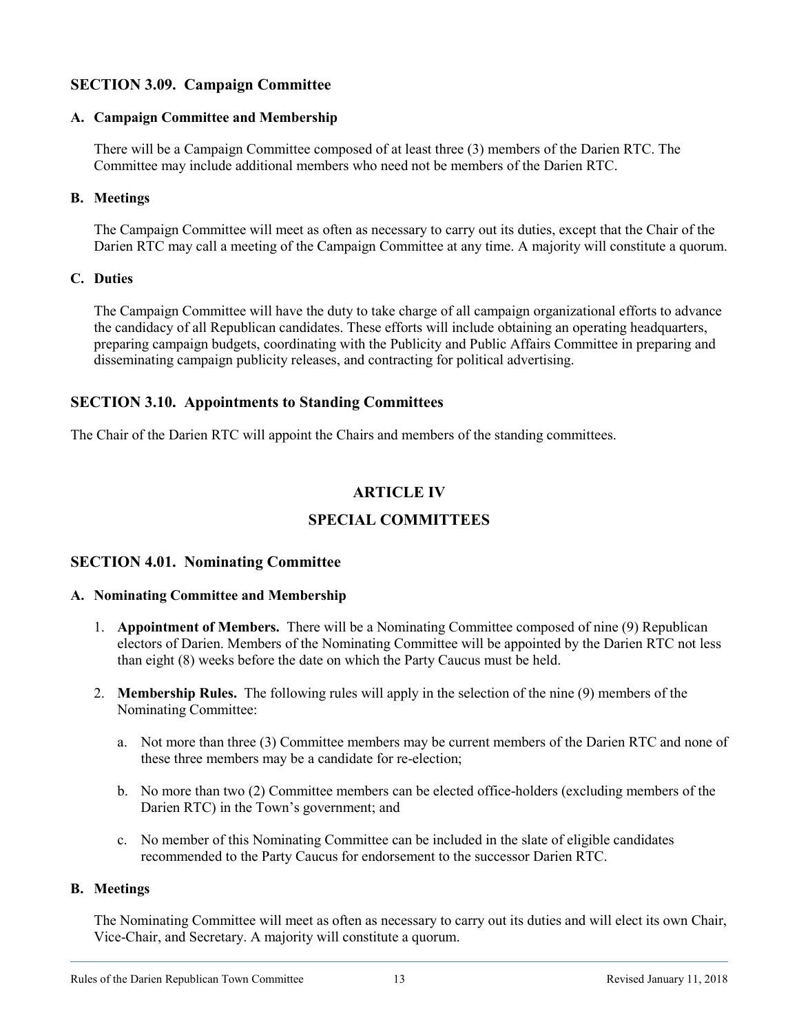## SECTION 3.09. Campaign Committee

### A. Campaign Committee and Membership

There will be a Campaign Committee composed of at least three (3) members of the Darien RTC. The Committee may include additional members who need not be members of the Darien RTC.

### B. Meetings

The Campaign Committee will meet as often as necessary to carry out its duties, except that the Chair of the Darien RTC may call a meeting of the Campaign Committee at any time. A majority will constitute a quorum.

### C. Duties

The Campaign Committee will have the duty to take charge of all campaign organizational efforts to advance the candidacy of all Republican candidates. These efforts will include obtaining an operating headquarters, preparing campaign budgets, coordinating with the Publicity and Public Affairs Committee in preparing and disseminating campaign publicity releases, and contracting for political advertising.

## SECTION 3.10. Appointments to Standing Committees

The Chair of the Darien RTC will appoint the Chairs and members of the standing committees.

# ARTICLE IV

# SPECIAL COMMITTEES

## SECTION 4.01. Nominating Committee

### A. Nominating Committee and Membership

1. **Appointment of Members.** There will be a Nominating Committee composed of nine (9) Republican electors of Darien. Members of the Nominating Committee will be appointed by the Darien RTC not less than eight (8) weeks before the date on which the Party Caucus must be held.

2. **Membership Rules.** The following rules will apply in the selection of the nine (9) members of the Nominating Committee:

    a. Not more than three (3) Committee members may be current members of the Darien RTC and none of these three members may be a candidate for re-election;

    b. No more than two (2) Committee members can be elected office-holders (excluding members of the Darien RTC) in the Town's government; and

    c. No member of this Nominating Committee can be included in the slate of eligible candidates recommended to the Party Caucus for endorsement to the successor Darien RTC.

### B. Meetings

The Nominating Committee will meet as often as necessary to carry out its duties and will elect its own Chair, Vice-Chair, and Secretary. A majority will constitute a quorum.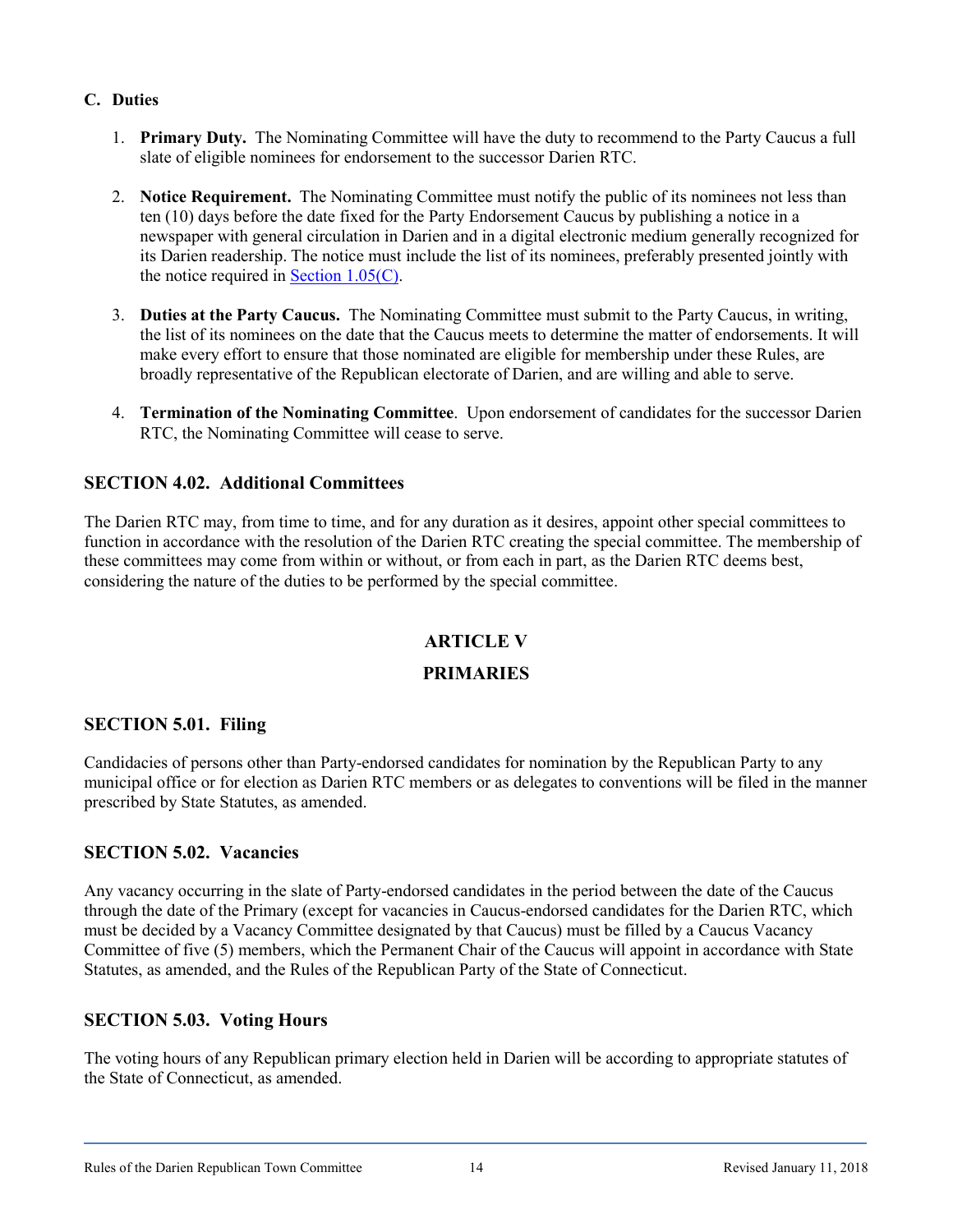### C. Duties

1. **Primary Duty.** The Nominating Committee will have the duty to recommend to the Party Caucus a full slate of eligible nominees for endorsement to the successor Darien RTC.

2. **Notice Requirement.** The Nominating Committee must notify the public of its nominees not less than ten (10) days before the date fixed for the Party Endorsement Caucus by publishing a notice in a newspaper with general circulation in Darien and in a digital electronic medium generally recognized for its Darien readership. The notice must include the list of its nominees, preferably presented jointly with the notice required in Section 1.05(C).

3. **Duties at the Party Caucus.** The Nominating Committee must submit to the Party Caucus, in writing, the list of its nominees on the date that the Caucus meets to determine the matter of endorsements. It will make every effort to ensure that those nominated are eligible for membership under these Rules, are broadly representative of the Republican electorate of Darien, and are willing and able to serve.

4. **Termination of the Nominating Committee**. Upon endorsement of candidates for the successor Darien RTC, the Nominating Committee will cease to serve.

## SECTION 4.02. Additional Committees

The Darien RTC may, from time to time, and for any duration as it desires, appoint other special committees to function in accordance with the resolution of the Darien RTC creating the special committee. The membership of these committees may come from within or without, or from each in part, as the Darien RTC deems best, considering the nature of the duties to be performed by the special committee.

# ARTICLE V

# PRIMARIES

## SECTION 5.01. Filing

Candidacies of persons other than Party-endorsed candidates for nomination by the Republican Party to any municipal office or for election as Darien RTC members or as delegates to conventions will be filed in the manner prescribed by State Statutes, as amended.

## SECTION 5.02. Vacancies

Any vacancy occurring in the slate of Party-endorsed candidates in the period between the date of the Caucus through the date of the Primary (except for vacancies in Caucus-endorsed candidates for the Darien RTC, which must be decided by a Vacancy Committee designated by that Caucus) must be filled by a Caucus Vacancy Committee of five (5) members, which the Permanent Chair of the Caucus will appoint in accordance with State Statutes, as amended, and the Rules of the Republican Party of the State of Connecticut.

## SECTION 5.03. Voting Hours

The voting hours of any Republican primary election held in Darien will be according to appropriate statutes of the State of Connecticut, as amended.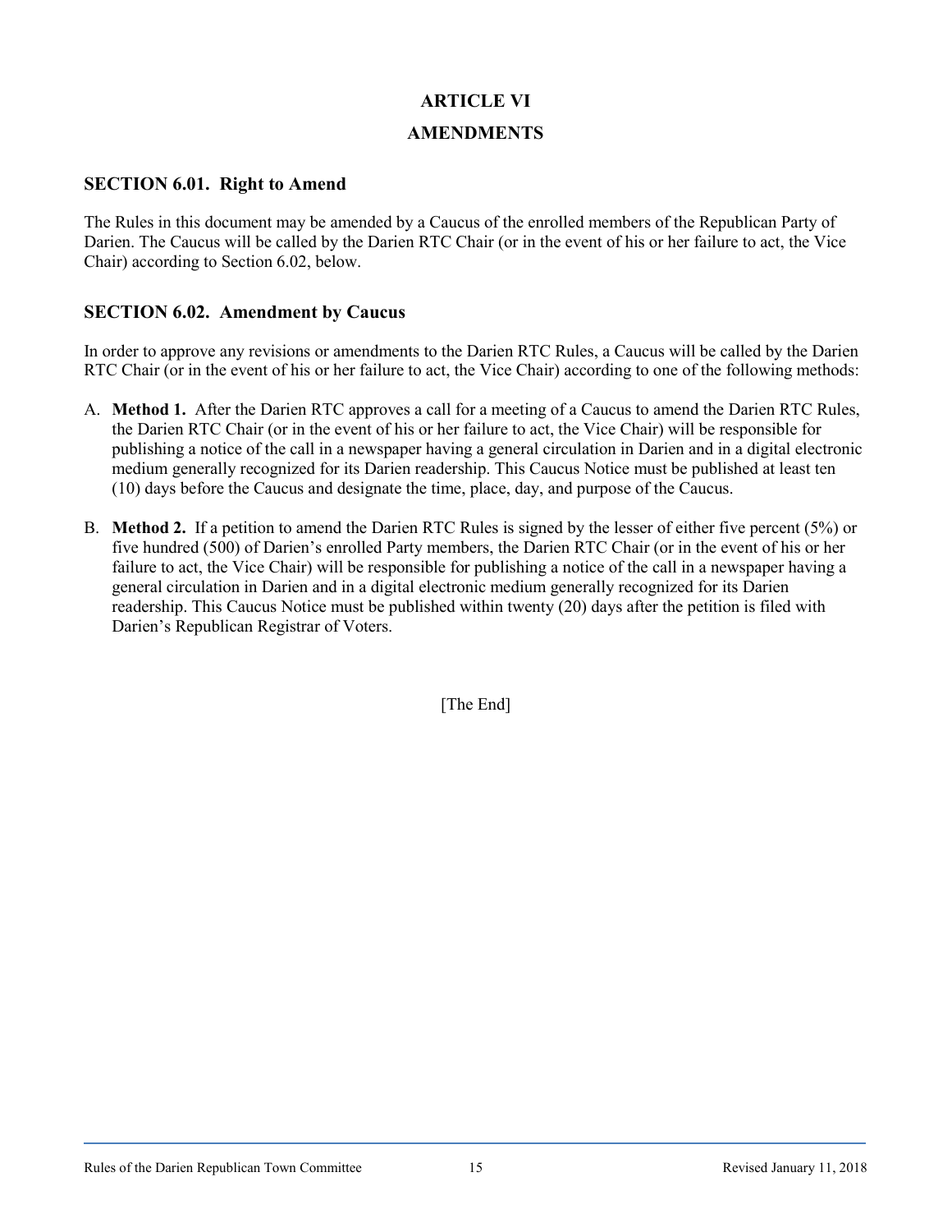# ARTICLE VI

# AMENDMENTS

## SECTION 6.01. Right to Amend

The Rules in this document may be amended by a Caucus of the enrolled members of the Republican Party of Darien. The Caucus will be called by the Darien RTC Chair (or in the event of his or her failure to act, the Vice Chair) according to Section 6.02, below.

## SECTION 6.02. Amendment by Caucus

In order to approve any revisions or amendments to the Darien RTC Rules, a Caucus will be called by the Darien RTC Chair (or in the event of his or her failure to act, the Vice Chair) according to one of the following methods:

A. **Method 1.** After the Darien RTC approves a call for a meeting of a Caucus to amend the Darien RTC Rules, the Darien RTC Chair (or in the event of his or her failure to act, the Vice Chair) will be responsible for publishing a notice of the call in a newspaper having a general circulation in Darien and in a digital electronic medium generally recognized for its Darien readership. This Caucus Notice must be published at least ten (10) days before the Caucus and designate the time, place, day, and purpose of the Caucus.

B. **Method 2.** If a petition to amend the Darien RTC Rules is signed by the lesser of either five percent (5%) or five hundred (500) of Darien's enrolled Party members, the Darien RTC Chair (or in the event of his or her failure to act, the Vice Chair) will be responsible for publishing a notice of the call in a newspaper having a general circulation in Darien and in a digital electronic medium generally recognized for its Darien readership. This Caucus Notice must be published within twenty (20) days after the petition is filed with Darien's Republican Registrar of Voters.

[The End]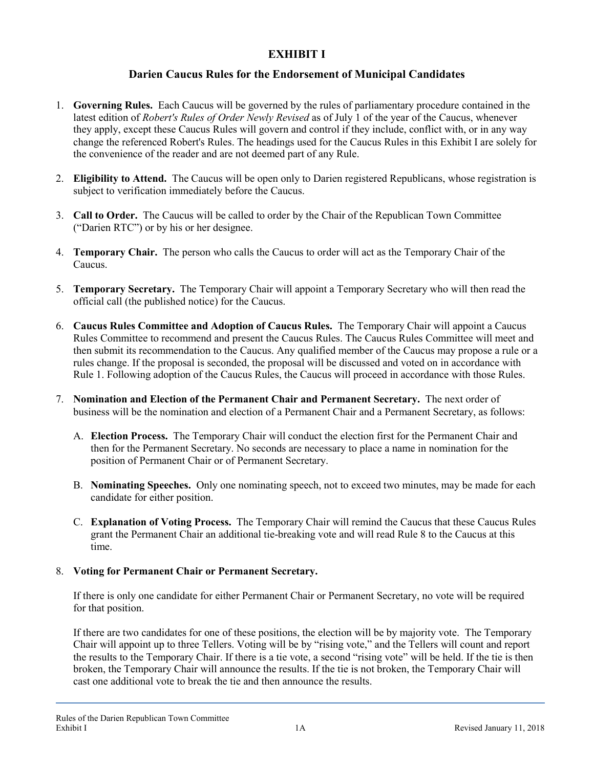# EXHIBIT I

## Darien Caucus Rules for the Endorsement of Municipal Candidates

1. **Governing Rules.** Each Caucus will be governed by the rules of parliamentary procedure contained in the latest edition of *Robert's Rules of Order Newly Revised* as of July 1 of the year of the Caucus, whenever they apply, except these Caucus Rules will govern and control if they include, conflict with, or in any way change the referenced Robert's Rules. The headings used for the Caucus Rules in this Exhibit I are solely for the convenience of the reader and are not deemed part of any Rule.

2. **Eligibility to Attend.** The Caucus will be open only to Darien registered Republicans, whose registration is subject to verification immediately before the Caucus.

3. **Call to Order.** The Caucus will be called to order by the Chair of the Republican Town Committee ("Darien RTC") or by his or her designee.

4. **Temporary Chair.** The person who calls the Caucus to order will act as the Temporary Chair of the Caucus.

5. **Temporary Secretary.** The Temporary Chair will appoint a Temporary Secretary who will then read the official call (the published notice) for the Caucus.

6. **Caucus Rules Committee and Adoption of Caucus Rules.** The Temporary Chair will appoint a Caucus Rules Committee to recommend and present the Caucus Rules. The Caucus Rules Committee will meet and then submit its recommendation to the Caucus. Any qualified member of the Caucus may propose a rule or a rules change. If the proposal is seconded, the proposal will be discussed and voted on in accordance with Rule 1. Following adoption of the Caucus Rules, the Caucus will proceed in accordance with those Rules.

7. **Nomination and Election of the Permanent Chair and Permanent Secretary.** The next order of business will be the nomination and election of a Permanent Chair and a Permanent Secretary, as follows:

   A. **Election Process.** The Temporary Chair will conduct the election first for the Permanent Chair and then for the Permanent Secretary. No seconds are necessary to place a name in nomination for the position of Permanent Chair or of Permanent Secretary.

   B. **Nominating Speeches.** Only one nominating speech, not to exceed two minutes, may be made for each candidate for either position.

   C. **Explanation of Voting Process.** The Temporary Chair will remind the Caucus that these Caucus Rules grant the Permanent Chair an additional tie-breaking vote and will read Rule 8 to the Caucus at this time.

8. **Voting for Permanent Chair or Permanent Secretary.**

   If there is only one candidate for either Permanent Chair or Permanent Secretary, no vote will be required for that position.

   If there are two candidates for one of these positions, the election will be by majority vote. The Temporary Chair will appoint up to three Tellers. Voting will be by "rising vote," and the Tellers will count and report the results to the Temporary Chair. If there is a tie vote, a second "rising vote" will be held. If the tie is then broken, the Temporary Chair will announce the results. If the tie is not broken, the Temporary Chair will cast one additional vote to break the tie and then announce the results.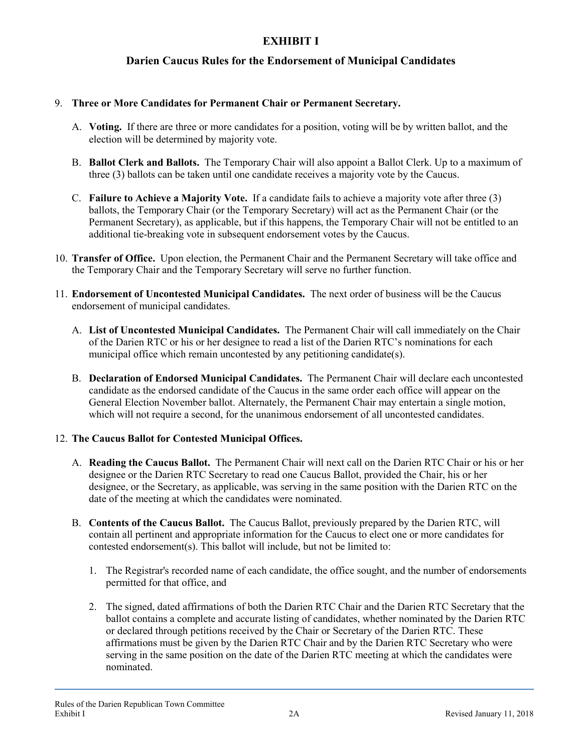# EXHIBIT I

## Darien Caucus Rules for the Endorsement of Municipal Candidates

9. **Three or More Candidates for Permanent Chair or Permanent Secretary.**

   A. **Voting.** If there are three or more candidates for a position, voting will be by written ballot, and the election will be determined by majority vote.

   B. **Ballot Clerk and Ballots.** The Temporary Chair will also appoint a Ballot Clerk. Up to a maximum of three (3) ballots can be taken until one candidate receives a majority vote by the Caucus.

   C. **Failure to Achieve a Majority Vote.** If a candidate fails to achieve a majority vote after three (3) ballots, the Temporary Chair (or the Temporary Secretary) will act as the Permanent Chair (or the Permanent Secretary), as applicable, but if this happens, the Temporary Chair will not be entitled to an additional tie-breaking vote in subsequent endorsement votes by the Caucus.

10. **Transfer of Office.** Upon election, the Permanent Chair and the Permanent Secretary will take office and the Temporary Chair and the Temporary Secretary will serve no further function.

11. **Endorsement of Uncontested Municipal Candidates.** The next order of business will be the Caucus endorsement of municipal candidates.

    A. **List of Uncontested Municipal Candidates.** The Permanent Chair will call immediately on the Chair of the Darien RTC or his or her designee to read a list of the Darien RTC's nominations for each municipal office which remain uncontested by any petitioning candidate(s).

    B. **Declaration of Endorsed Municipal Candidates.** The Permanent Chair will declare each uncontested candidate as the endorsed candidate of the Caucus in the same order each office will appear on the General Election November ballot. Alternately, the Permanent Chair may entertain a single motion, which will not require a second, for the unanimous endorsement of all uncontested candidates.

12. **The Caucus Ballot for Contested Municipal Offices.**

    A. **Reading the Caucus Ballot.** The Permanent Chair will next call on the Darien RTC Chair or his or her designee or the Darien RTC Secretary to read one Caucus Ballot, provided the Chair, his or her designee, or the Secretary, as applicable, was serving in the same position with the Darien RTC on the date of the meeting at which the candidates were nominated.

    B. **Contents of the Caucus Ballot.** The Caucus Ballot, previously prepared by the Darien RTC, will contain all pertinent and appropriate information for the Caucus to elect one or more candidates for contested endorsement(s). This ballot will include, but not be limited to:

       1. The Registrar's recorded name of each candidate, the office sought, and the number of endorsements permitted for that office, and

       2. The signed, dated affirmations of both the Darien RTC Chair and the Darien RTC Secretary that the ballot contains a complete and accurate listing of candidates, whether nominated by the Darien RTC or declared through petitions received by the Chair or Secretary of the Darien RTC. These affirmations must be given by the Darien RTC Chair and by the Darien RTC Secretary who were serving in the same position on the date of the Darien RTC meeting at which the candidates were nominated.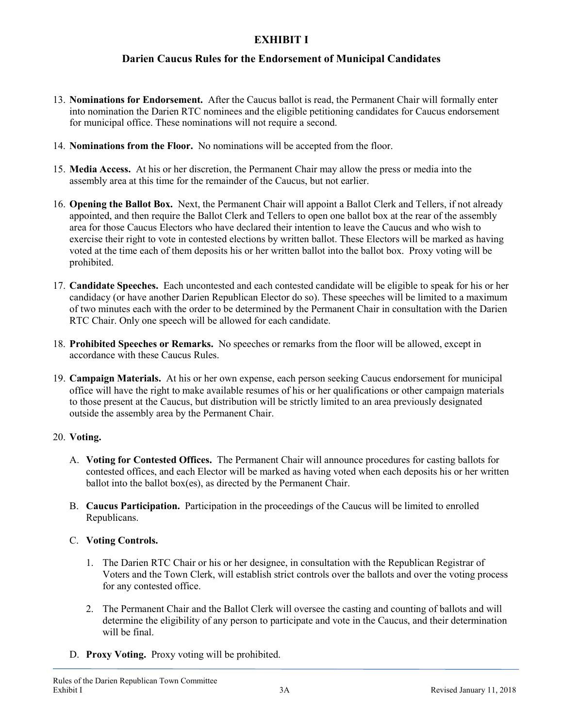# EXHIBIT I

## Darien Caucus Rules for the Endorsement of Municipal Candidates

13. **Nominations for Endorsement.** After the Caucus ballot is read, the Permanent Chair will formally enter into nomination the Darien RTC nominees and the eligible petitioning candidates for Caucus endorsement for municipal office. These nominations will not require a second.

14. **Nominations from the Floor.** No nominations will be accepted from the floor.

15. **Media Access.** At his or her discretion, the Permanent Chair may allow the press or media into the assembly area at this time for the remainder of the Caucus, but not earlier.

16. **Opening the Ballot Box.** Next, the Permanent Chair will appoint a Ballot Clerk and Tellers, if not already appointed, and then require the Ballot Clerk and Tellers to open one ballot box at the rear of the assembly area for those Caucus Electors who have declared their intention to leave the Caucus and who wish to exercise their right to vote in contested elections by written ballot. These Electors will be marked as having voted at the time each of them deposits his or her written ballot into the ballot box. Proxy voting will be prohibited.

17. **Candidate Speeches.** Each uncontested and each contested candidate will be eligible to speak for his or her candidacy (or have another Darien Republican Elector do so). These speeches will be limited to a maximum of two minutes each with the order to be determined by the Permanent Chair in consultation with the Darien RTC Chair. Only one speech will be allowed for each candidate.

18. **Prohibited Speeches or Remarks.** No speeches or remarks from the floor will be allowed, except in accordance with these Caucus Rules.

19. **Campaign Materials.** At his or her own expense, each person seeking Caucus endorsement for municipal office will have the right to make available resumes of his or her qualifications or other campaign materials to those present at the Caucus, but distribution will be strictly limited to an area previously designated outside the assembly area by the Permanent Chair.

20. **Voting.**

    A. **Voting for Contested Offices.** The Permanent Chair will announce procedures for casting ballots for contested offices, and each Elector will be marked as having voted when each deposits his or her written ballot into the ballot box(es), as directed by the Permanent Chair.

    B. **Caucus Participation.** Participation in the proceedings of the Caucus will be limited to enrolled Republicans.

    C. **Voting Controls.**

       1. The Darien RTC Chair or his or her designee, in consultation with the Republican Registrar of Voters and the Town Clerk, will establish strict controls over the ballots and over the voting process for any contested office.

       2. The Permanent Chair and the Ballot Clerk will oversee the casting and counting of ballots and will determine the eligibility of any person to participate and vote in the Caucus, and their determination will be final.

    D. **Proxy Voting.** Proxy voting will be prohibited.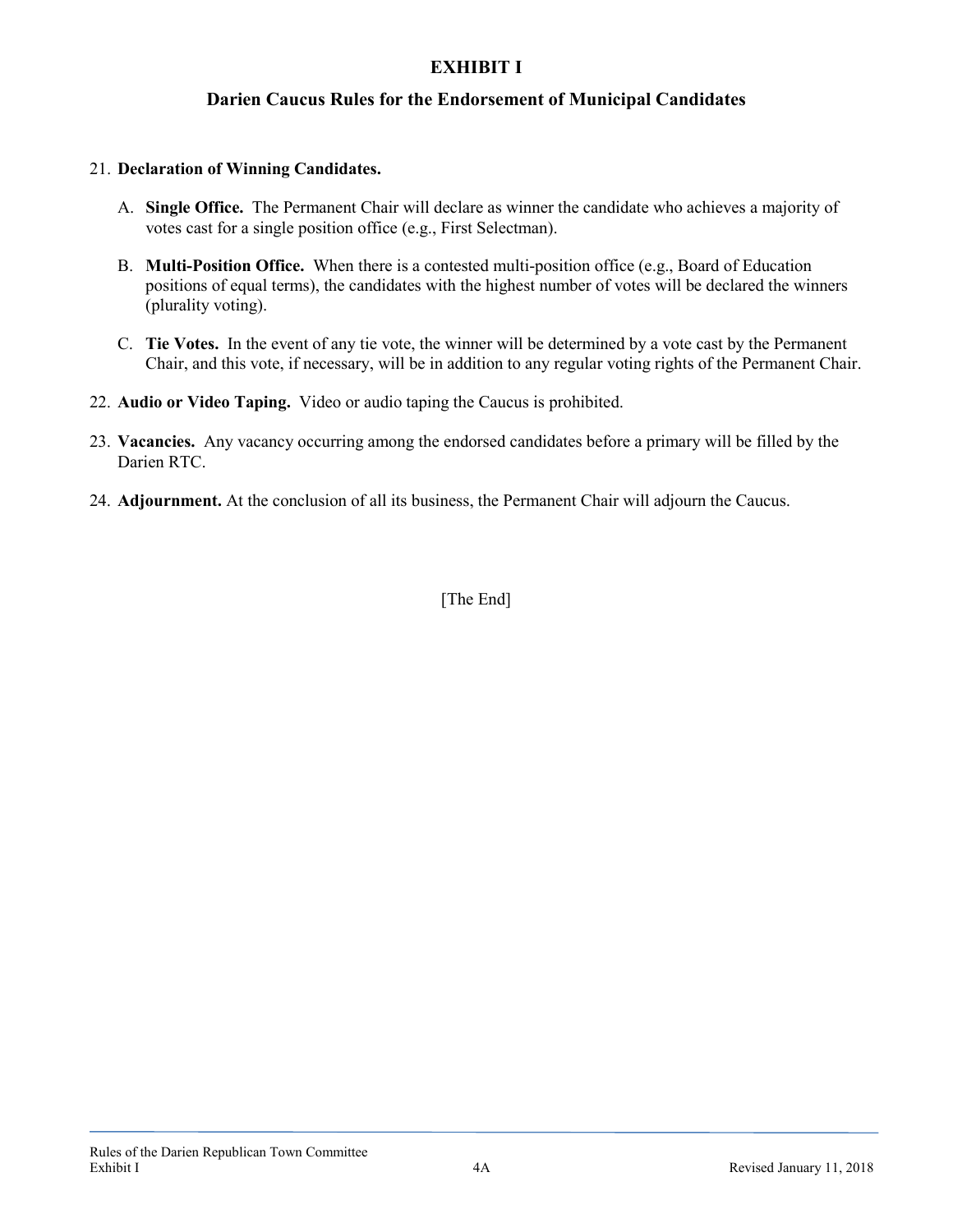# EXHIBIT I

## Darien Caucus Rules for the Endorsement of Municipal Candidates

21. **Declaration of Winning Candidates.**

    A. **Single Office.** The Permanent Chair will declare as winner the candidate who achieves a majority of votes cast for a single position office (e.g., First Selectman).

    B. **Multi-Position Office.** When there is a contested multi-position office (e.g., Board of Education positions of equal terms), the candidates with the highest number of votes will be declared the winners (plurality voting).

    C. **Tie Votes.** In the event of any tie vote, the winner will be determined by a vote cast by the Permanent Chair, and this vote, if necessary, will be in addition to any regular voting rights of the Permanent Chair.

22. **Audio or Video Taping.** Video or audio taping the Caucus is prohibited.

23. **Vacancies.** Any vacancy occurring among the endorsed candidates before a primary will be filled by the Darien RTC.

24. **Adjournment.** At the conclusion of all its business, the Permanent Chair will adjourn the Caucus.

[The End]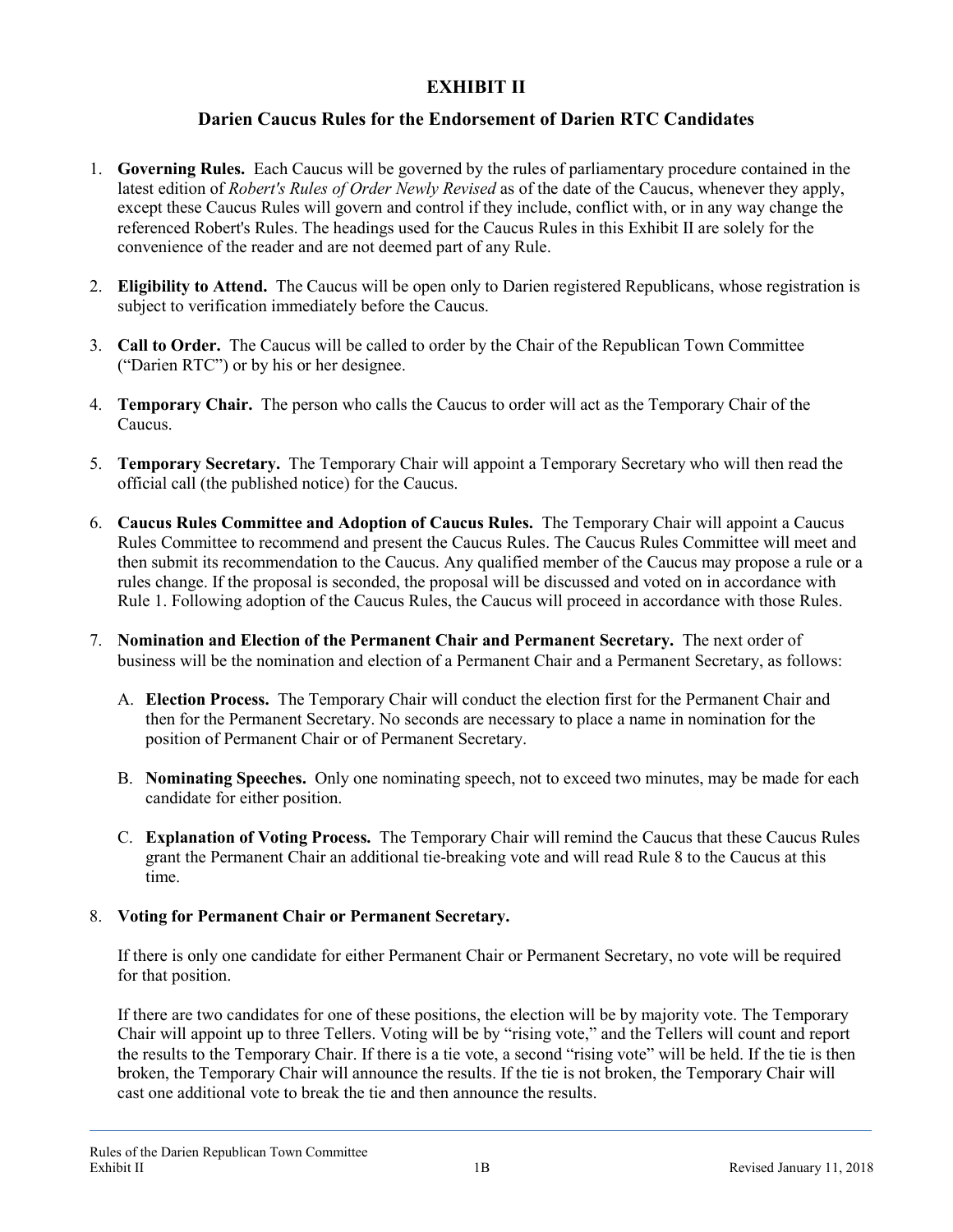# EXHIBIT II

## Darien Caucus Rules for the Endorsement of Darien RTC Candidates

1. **Governing Rules.** Each Caucus will be governed by the rules of parliamentary procedure contained in the latest edition of *Robert's Rules of Order Newly Revised* as of the date of the Caucus, whenever they apply, except these Caucus Rules will govern and control if they include, conflict with, or in any way change the referenced Robert's Rules. The headings used for the Caucus Rules in this Exhibit II are solely for the convenience of the reader and are not deemed part of any Rule.

2. **Eligibility to Attend.** The Caucus will be open only to Darien registered Republicans, whose registration is subject to verification immediately before the Caucus.

3. **Call to Order.** The Caucus will be called to order by the Chair of the Republican Town Committee ("Darien RTC") or by his or her designee.

4. **Temporary Chair.** The person who calls the Caucus to order will act as the Temporary Chair of the Caucus.

5. **Temporary Secretary.** The Temporary Chair will appoint a Temporary Secretary who will then read the official call (the published notice) for the Caucus.

6. **Caucus Rules Committee and Adoption of Caucus Rules.** The Temporary Chair will appoint a Caucus Rules Committee to recommend and present the Caucus Rules. The Caucus Rules Committee will meet and then submit its recommendation to the Caucus. Any qualified member of the Caucus may propose a rule or a rules change. If the proposal is seconded, the proposal will be discussed and voted on in accordance with Rule 1. Following adoption of the Caucus Rules, the Caucus will proceed in accordance with those Rules.

7. **Nomination and Election of the Permanent Chair and Permanent Secretary.** The next order of business will be the nomination and election of a Permanent Chair and a Permanent Secretary, as follows:

   A. **Election Process.** The Temporary Chair will conduct the election first for the Permanent Chair and then for the Permanent Secretary. No seconds are necessary to place a name in nomination for the position of Permanent Chair or of Permanent Secretary.

   B. **Nominating Speeches.** Only one nominating speech, not to exceed two minutes, may be made for each candidate for either position.

   C. **Explanation of Voting Process.** The Temporary Chair will remind the Caucus that these Caucus Rules grant the Permanent Chair an additional tie-breaking vote and will read Rule 8 to the Caucus at this time.

8. **Voting for Permanent Chair or Permanent Secretary.**

   If there is only one candidate for either Permanent Chair or Permanent Secretary, no vote will be required for that position.

   If there are two candidates for one of these positions, the election will be by majority vote. The Temporary Chair will appoint up to three Tellers. Voting will be by "rising vote," and the Tellers will count and report the results to the Temporary Chair. If there is a tie vote, a second "rising vote" will be held. If the tie is then broken, the Temporary Chair will announce the results. If the tie is not broken, the Temporary Chair will cast one additional vote to break the tie and then announce the results.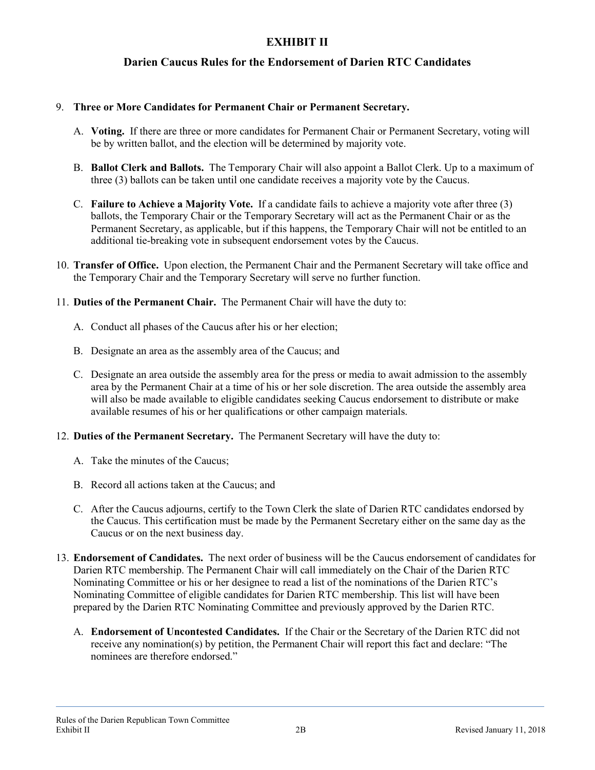# EXHIBIT II

## Darien Caucus Rules for the Endorsement of Darien RTC Candidates

9. **Three or More Candidates for Permanent Chair or Permanent Secretary.**

   A. **Voting.** If there are three or more candidates for Permanent Chair or Permanent Secretary, voting will be by written ballot, and the election will be determined by majority vote.

   B. **Ballot Clerk and Ballots.** The Temporary Chair will also appoint a Ballot Clerk. Up to a maximum of three (3) ballots can be taken until one candidate receives a majority vote by the Caucus.

   C. **Failure to Achieve a Majority Vote.** If a candidate fails to achieve a majority vote after three (3) ballots, the Temporary Chair or the Temporary Secretary will act as the Permanent Chair or as the Permanent Secretary, as applicable, but if this happens, the Temporary Chair will not be entitled to an additional tie-breaking vote in subsequent endorsement votes by the Caucus.

10. **Transfer of Office.** Upon election, the Permanent Chair and the Permanent Secretary will take office and the Temporary Chair and the Temporary Secretary will serve no further function.

11. **Duties of the Permanent Chair.** The Permanent Chair will have the duty to:

    A. Conduct all phases of the Caucus after his or her election;

    B. Designate an area as the assembly area of the Caucus; and

    C. Designate an area outside the assembly area for the press or media to await admission to the assembly area by the Permanent Chair at a time of his or her sole discretion. The area outside the assembly area will also be made available to eligible candidates seeking Caucus endorsement to distribute or make available resumes of his or her qualifications or other campaign materials.

12. **Duties of the Permanent Secretary.** The Permanent Secretary will have the duty to:

    A. Take the minutes of the Caucus;

    B. Record all actions taken at the Caucus; and

    C. After the Caucus adjourns, certify to the Town Clerk the slate of Darien RTC candidates endorsed by the Caucus. This certification must be made by the Permanent Secretary either on the same day as the Caucus or on the next business day.

13. **Endorsement of Candidates.** The next order of business will be the Caucus endorsement of candidates for Darien RTC membership. The Permanent Chair will call immediately on the Chair of the Darien RTC Nominating Committee or his or her designee to read a list of the nominations of the Darien RTC's Nominating Committee of eligible candidates for Darien RTC membership. This list will have been prepared by the Darien RTC Nominating Committee and previously approved by the Darien RTC.

    A. **Endorsement of Uncontested Candidates.** If the Chair or the Secretary of the Darien RTC did not receive any nomination(s) by petition, the Permanent Chair will report this fact and declare: "The nominees are therefore endorsed."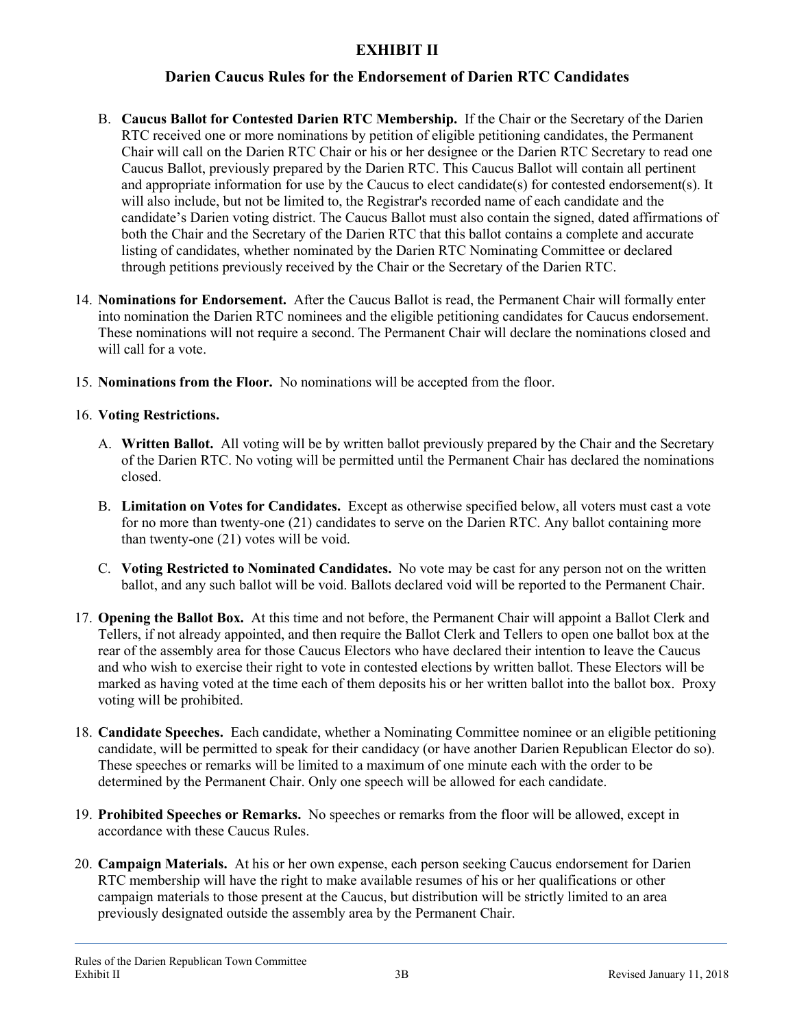## EXHIBIT II

### Darien Caucus Rules for the Endorsement of Darien RTC Candidates

B. **Caucus Ballot for Contested Darien RTC Membership.** If the Chair or the Secretary of the Darien RTC received one or more nominations by petition of eligible petitioning candidates, the Permanent Chair will call on the Darien RTC Chair or his or her designee or the Darien RTC Secretary to read one Caucus Ballot, previously prepared by the Darien RTC. This Caucus Ballot will contain all pertinent and appropriate information for use by the Caucus to elect candidate(s) for contested endorsement(s). It will also include, but not be limited to, the Registrar's recorded name of each candidate and the candidate's Darien voting district. The Caucus Ballot must also contain the signed, dated affirmations of both the Chair and the Secretary of the Darien RTC that this ballot contains a complete and accurate listing of candidates, whether nominated by the Darien RTC Nominating Committee or declared through petitions previously received by the Chair or the Secretary of the Darien RTC.

14. **Nominations for Endorsement.** After the Caucus Ballot is read, the Permanent Chair will formally enter into nomination the Darien RTC nominees and the eligible petitioning candidates for Caucus endorsement. These nominations will not require a second. The Permanent Chair will declare the nominations closed and will call for a vote.

15. **Nominations from the Floor.** No nominations will be accepted from the floor.

16. **Voting Restrictions.**

    A. **Written Ballot.** All voting will be by written ballot previously prepared by the Chair and the Secretary of the Darien RTC. No voting will be permitted until the Permanent Chair has declared the nominations closed.

    B. **Limitation on Votes for Candidates.** Except as otherwise specified below, all voters must cast a vote for no more than twenty-one (21) candidates to serve on the Darien RTC. Any ballot containing more than twenty-one (21) votes will be void.

    C. **Voting Restricted to Nominated Candidates.** No vote may be cast for any person not on the written ballot, and any such ballot will be void. Ballots declared void will be reported to the Permanent Chair.

17. **Opening the Ballot Box.** At this time and not before, the Permanent Chair will appoint a Ballot Clerk and Tellers, if not already appointed, and then require the Ballot Clerk and Tellers to open one ballot box at the rear of the assembly area for those Caucus Electors who have declared their intention to leave the Caucus and who wish to exercise their right to vote in contested elections by written ballot. These Electors will be marked as having voted at the time each of them deposits his or her written ballot into the ballot box. Proxy voting will be prohibited.

18. **Candidate Speeches.** Each candidate, whether a Nominating Committee nominee or an eligible petitioning candidate, will be permitted to speak for their candidacy (or have another Darien Republican Elector do so). These speeches or remarks will be limited to a maximum of one minute each with the order to be determined by the Permanent Chair. Only one speech will be allowed for each candidate.

19. **Prohibited Speeches or Remarks.** No speeches or remarks from the floor will be allowed, except in accordance with these Caucus Rules.

20. **Campaign Materials.** At his or her own expense, each person seeking Caucus endorsement for Darien RTC membership will have the right to make available resumes of his or her qualifications or other campaign materials to those present at the Caucus, but distribution will be strictly limited to an area previously designated outside the assembly area by the Permanent Chair.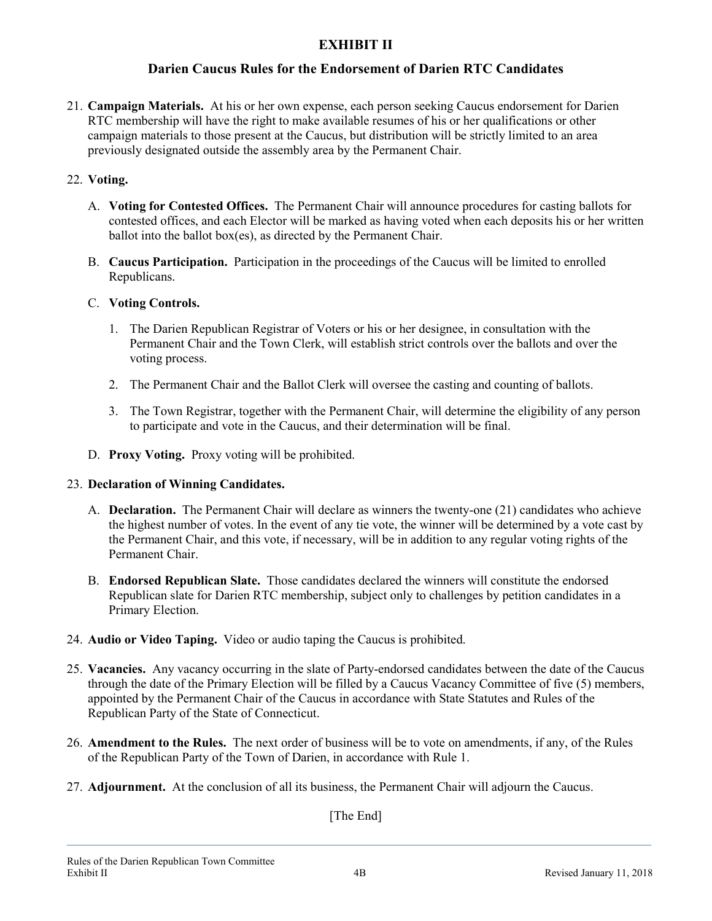# EXHIBIT II

## Darien Caucus Rules for the Endorsement of Darien RTC Candidates

21. **Campaign Materials.** At his or her own expense, each person seeking Caucus endorsement for Darien RTC membership will have the right to make available resumes of his or her qualifications or other campaign materials to those present at the Caucus, but distribution will be strictly limited to an area previously designated outside the assembly area by the Permanent Chair.

22. **Voting.**

    A. **Voting for Contested Offices.** The Permanent Chair will announce procedures for casting ballots for contested offices, and each Elector will be marked as having voted when each deposits his or her written ballot into the ballot box(es), as directed by the Permanent Chair.

    B. **Caucus Participation.** Participation in the proceedings of the Caucus will be limited to enrolled Republicans.

    C. **Voting Controls.**

    1. The Darien Republican Registrar of Voters or his or her designee, in consultation with the Permanent Chair and the Town Clerk, will establish strict controls over the ballots and over the voting process.
    2. The Permanent Chair and the Ballot Clerk will oversee the casting and counting of ballots.
    3. The Town Registrar, together with the Permanent Chair, will determine the eligibility of any person to participate and vote in the Caucus, and their determination will be final.

    D. **Proxy Voting.** Proxy voting will be prohibited.

23. **Declaration of Winning Candidates.**

    A. **Declaration.** The Permanent Chair will declare as winners the twenty-one (21) candidates who achieve the highest number of votes. In the event of any tie vote, the winner will be determined by a vote cast by the Permanent Chair, and this vote, if necessary, will be in addition to any regular voting rights of the Permanent Chair.

    B. **Endorsed Republican Slate.** Those candidates declared the winners will constitute the endorsed Republican slate for Darien RTC membership, subject only to challenges by petition candidates in a Primary Election.

24. **Audio or Video Taping.** Video or audio taping the Caucus is prohibited.

25. **Vacancies.** Any vacancy occurring in the slate of Party-endorsed candidates between the date of the Caucus through the date of the Primary Election will be filled by a Caucus Vacancy Committee of five (5) members, appointed by the Permanent Chair of the Caucus in accordance with State Statutes and Rules of the Republican Party of the State of Connecticut.

26. **Amendment to the Rules.** The next order of business will be to vote on amendments, if any, of the Rules of the Republican Party of the Town of Darien, in accordance with Rule 1.

27. **Adjournment.** At the conclusion of all its business, the Permanent Chair will adjourn the Caucus.

[The End]